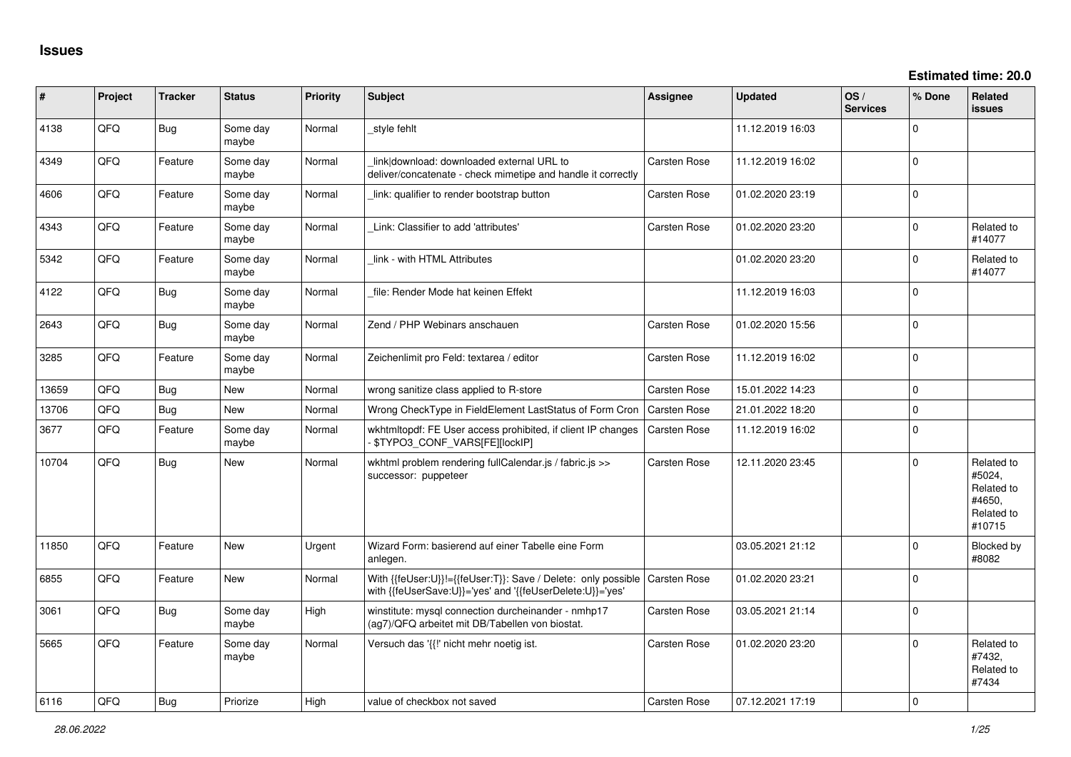# Issues

**Estimated time: 20.0**

| # | Project | Tracker | Status | Priority | Subject | Assignee | Updated | OS / Services | % Done | Related issues |
|---|---|---|---|---|---|---|---|---|---|---|
| 4138 | QFO | Bug | Some day maybe | Normal | _style fehlt | | 11.12.2019 16:03 | | 0 | |
| 4349 | QFO | Feature | Some day maybe | Normal | _link\|download: downloaded external URL to deliver/concatenate - check mimetipe and handle it correctly | Carsten Rose | 11.12.2019 16:02 | | 0 | |
| 4606 | QFO | Feature | Some day maybe | Normal | _link: qualifier to render bootstrap button | Carsten Rose | 01.02.2020 23:19 | | 0 | |
| 4343 | QFO | Feature | Some day maybe | Normal | _Link: Classifier to add 'attributes' | Carsten Rose | 01.02.2020 23:20 | | 0 | Related to #14077 |
| 5342 | QFO | Feature | Some day maybe | Normal | _link - with HTML Attributes | | 01.02.2020 23:20 | | 0 | Related to #14077 |
| 4122 | QFO | Bug | Some day maybe | Normal | _file: Render Mode hat keinen Effekt | | 11.12.2019 16:03 | | 0 | |
| 2643 | QFO | Bug | Some day maybe | Normal | Zend / PHP Webinars anschauen | Carsten Rose | 01.02.2020 15:56 | | 0 | |
| 3285 | QFO | Feature | Some day maybe | Normal | Zeichenlimit pro Feld: textarea / editor | Carsten Rose | 11.12.2019 16:02 | | 0 | |
| 13659 | QFO | Bug | New | Normal | wrong sanitize class applied to R-store | Carsten Rose | 15.01.2022 14:23 | | 0 | |
| 13706 | QFO | Bug | New | Normal | Wrong CheckType in FieldElement LastStatus of Form Cron | Carsten Rose | 21.01.2022 18:20 | | 0 | |
| 3677 | QFO | Feature | Some day maybe | Normal | wkhtmltopdf: FE User access prohibited, if client IP changes - $TYPO3_CONF_VARS[FE][lockIP] | Carsten Rose | 11.12.2019 16:02 | | 0 | |
| 10704 | QFO | Bug | New | Normal | wkhtml problem rendering fullCalendar.js / fabric.js >> successor: puppeteer | Carsten Rose | 12.11.2020 23:45 | | 0 | Related to #5024, Related to #4650, Related to #10715 |
| 11850 | QFO | Feature | New | Urgent | Wizard Form: basierend auf einer Tabelle eine Form anlegen. | | 03.05.2021 21:12 | | 0 | Blocked by #8082 |
| 6855 | QFO | Feature | New | Normal | With {{feUser:U}}!={{feUser:T}}: Save / Delete: only possible with {{feUserSave:U}}='yes' and '{{feUserDelete:U}}='yes' | Carsten Rose | 01.02.2020 23:21 | | 0 | |
| 3061 | QFO | Bug | Some day maybe | High | winstitute: mysql connection durcheinander - nmhp17 (ag7)/QFQ arbeitet mit DB/Tabellen von biostat. | Carsten Rose | 03.05.2021 21:14 | | 0 | |
| 5665 | QFO | Feature | Some day maybe | Normal | Versuch das '{{!' nicht mehr noetig ist. | Carsten Rose | 01.02.2020 23:20 | | 0 | Related to #7432, Related to #7434 |
| 6116 | QFO | Bug | Priorize | High | value of checkbox not saved | Carsten Rose | 07.12.2021 17:19 | | 0 | |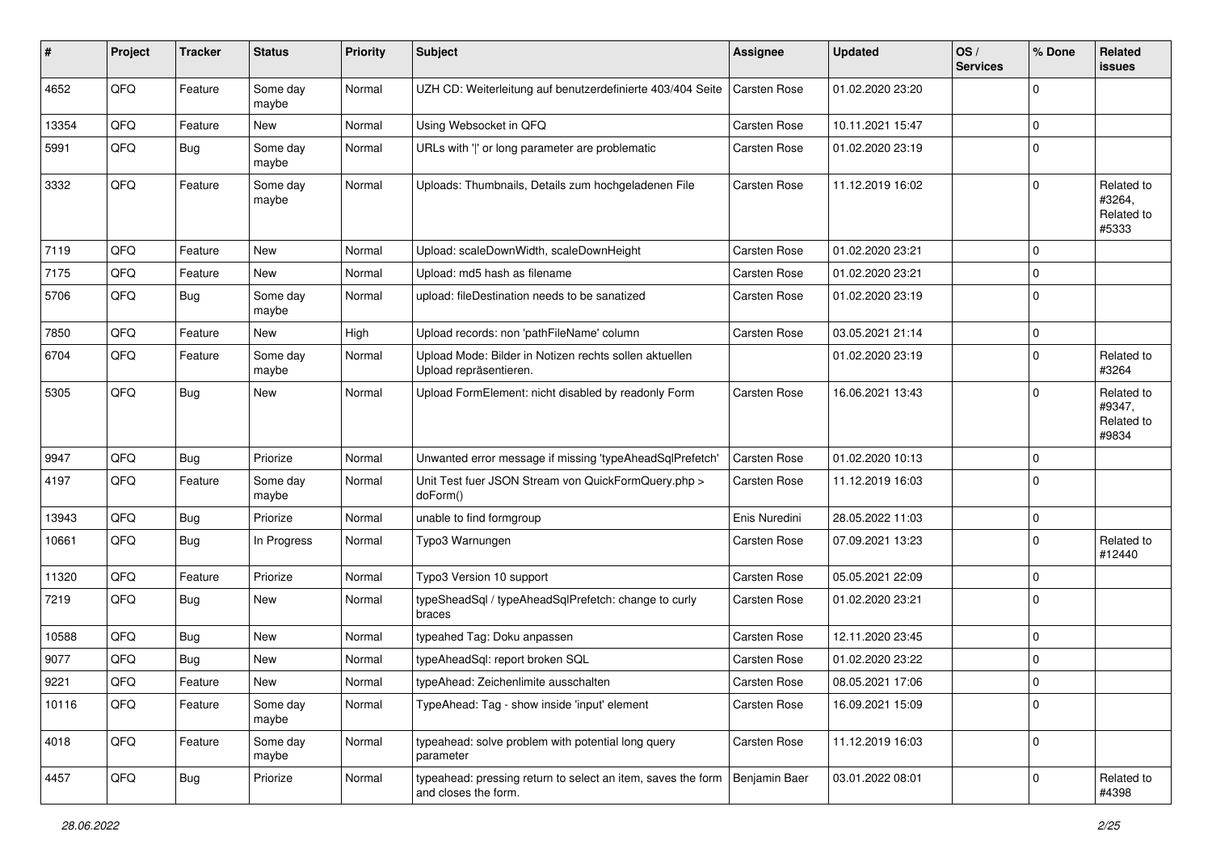| # | Project | Tracker | Status | Priority | Subject | Assignee | Updated | OS / Services | % Done | Related issues |
|---|---|---|---|---|---|---|---|---|---|---|
| 4652 | QFQ | Feature | Some day maybe | Normal | UZH CD: Weiterleitung auf benutzerdefinierte 403/404 Seite | Carsten Rose | 01.02.2020 23:20 | | 0 | |
| 13354 | QFQ | Feature | New | Normal | Using Websocket in QFQ | Carsten Rose | 10.11.2021 15:47 | | 0 | |
| 5991 | QFQ | Bug | Some day maybe | Normal | URLs with '\|' or long parameter are problematic | Carsten Rose | 01.02.2020 23:19 | | 0 | |
| 3332 | QFQ | Feature | Some day maybe | Normal | Uploads: Thumbnails, Details zum hochgeladenen File | Carsten Rose | 11.12.2019 16:02 | | 0 | Related to #3264, Related to #5333 |
| 7119 | QFQ | Feature | New | Normal | Upload: scaleDownWidth, scaleDownHeight | Carsten Rose | 01.02.2020 23:21 | | 0 | |
| 7175 | QFQ | Feature | New | Normal | Upload: md5 hash as filename | Carsten Rose | 01.02.2020 23:21 | | 0 | |
| 5706 | QFQ | Bug | Some day maybe | Normal | upload: fileDestination needs to be sanatized | Carsten Rose | 01.02.2020 23:19 | | 0 | |
| 7850 | QFQ | Feature | New | High | Upload records: non 'pathFileName' column | Carsten Rose | 03.05.2021 21:14 | | 0 | |
| 6704 | QFQ | Feature | Some day maybe | Normal | Upload Mode: Bilder in Notizen rechts sollen aktuellen Upload repräsentieren. | | 01.02.2020 23:19 | | 0 | Related to #3264 |
| 5305 | QFQ | Bug | New | Normal | Upload FormElement: nicht disabled by readonly Form | Carsten Rose | 16.06.2021 13:43 | | 0 | Related to #9347, Related to #9834 |
| 9947 | QFQ | Bug | Priorize | Normal | Unwanted error message if missing 'typeAheadSqlPrefetch' | Carsten Rose | 01.02.2020 10:13 | | 0 | |
| 4197 | QFQ | Feature | Some day maybe | Normal | Unit Test fuer JSON Stream von QuickFormQuery.php > doForm() | Carsten Rose | 11.12.2019 16:03 | | 0 | |
| 13943 | QFQ | Bug | Priorize | Normal | unable to find formgroup | Enis Nuredini | 28.05.2022 11:03 | | 0 | |
| 10661 | QFQ | Bug | In Progress | Normal | Typo3 Warnungen | Carsten Rose | 07.09.2021 13:23 | | 0 | Related to #12440 |
| 11320 | QFQ | Feature | Priorize | Normal | Typo3 Version 10 support | Carsten Rose | 05.05.2021 22:09 | | 0 | |
| 7219 | QFQ | Bug | New | Normal | typeSheadSql / typeAheadSqlPrefetch: change to curly braces | Carsten Rose | 01.02.2020 23:21 | | 0 | |
| 10588 | QFQ | Bug | New | Normal | typeahed Tag: Doku anpassen | Carsten Rose | 12.11.2020 23:45 | | 0 | |
| 9077 | QFQ | Bug | New | Normal | typeAheadSql: report broken SQL | Carsten Rose | 01.02.2020 23:22 | | 0 | |
| 9221 | QFQ | Feature | New | Normal | typeAhead: Zeichenlimite ausschalten | Carsten Rose | 08.05.2021 17:06 | | 0 | |
| 10116 | QFQ | Feature | Some day maybe | Normal | TypeAhead: Tag - show inside 'input' element | Carsten Rose | 16.09.2021 15:09 | | 0 | |
| 4018 | QFQ | Feature | Some day maybe | Normal | typeahead: solve problem with potential long query parameter | Carsten Rose | 11.12.2019 16:03 | | 0 | |
| 4457 | QFQ | Bug | Priorize | Normal | typeahead: pressing return to select an item, saves the form and closes the form. | Benjamin Baer | 03.01.2022 08:01 | | 0 | Related to #4398 |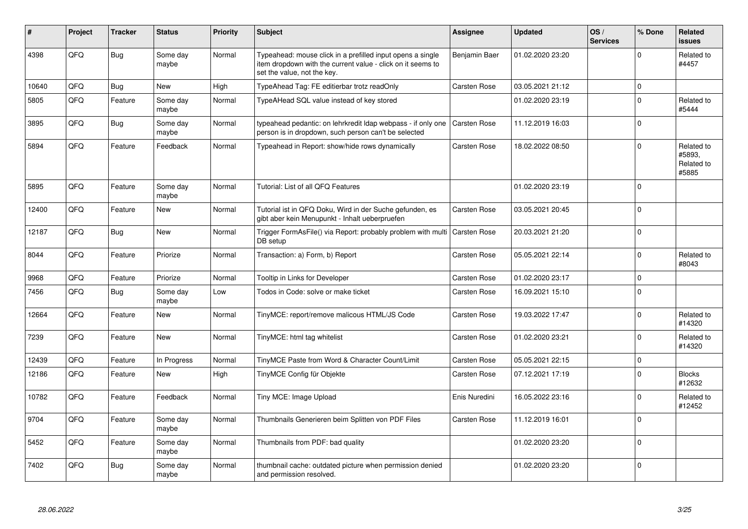| # | Project | Tracker | Status | Priority | Subject | Assignee | Updated | OS / Services | % Done | Related issues |
|---|---|---|---|---|---|---|---|---|---|---|
| 4398 | QFQ | Bug | Some day maybe | Normal | Typeahead: mouse click in a prefilled input opens a single item dropdown with the current value - click on it seems to set the value, not the key. | Benjamin Baer | 01.02.2020 23:20 | | 0 | Related to #4457 |
| 10640 | QFQ | Bug | New | High | TypeAhead Tag: FE editierbar trotz readOnly | Carsten Rose | 03.05.2021 21:12 | | 0 | |
| 5805 | QFQ | Feature | Some day maybe | Normal | TypeAHead SQL value instead of key stored | | 01.02.2020 23:19 | | 0 | Related to #5444 |
| 3895 | QFQ | Bug | Some day maybe | Normal | typeahead pedantic: on lehrkredit ldap webpass - if only one person is in dropdown, such person can't be selected | Carsten Rose | 11.12.2019 16:03 | | 0 | |
| 5894 | QFQ | Feature | Feedback | Normal | Typeahead in Report: show/hide rows dynamically | Carsten Rose | 18.02.2022 08:50 | | 0 | Related to #5893, Related to #5885 |
| 5895 | QFQ | Feature | Some day maybe | Normal | Tutorial: List of all QFQ Features | | 01.02.2020 23:19 | | 0 | |
| 12400 | QFQ | Feature | New | Normal | Tutorial ist in QFQ Doku, Wird in der Suche gefunden, es gibt aber kein Menupunkt - Inhalt ueberpruefen | Carsten Rose | 03.05.2021 20:45 | | 0 | |
| 12187 | QFQ | Bug | New | Normal | Trigger FormAsFile() via Report: probably problem with multi DB setup | Carsten Rose | 20.03.2021 21:20 | | 0 | |
| 8044 | QFQ | Feature | Priorize | Normal | Transaction: a) Form, b) Report | Carsten Rose | 05.05.2021 22:14 | | 0 | Related to #8043 |
| 9968 | QFQ | Feature | Priorize | Normal | Tooltip in Links for Developer | Carsten Rose | 01.02.2020 23:17 | | 0 | |
| 7456 | QFQ | Bug | Some day maybe | Low | Todos in Code: solve or make ticket | Carsten Rose | 16.09.2021 15:10 | | 0 | |
| 12664 | QFQ | Feature | New | Normal | TinyMCE: report/remove malicous HTML/JS Code | Carsten Rose | 19.03.2022 17:47 | | 0 | Related to #14320 |
| 7239 | QFQ | Feature | New | Normal | TinyMCE: html tag whitelist | Carsten Rose | 01.02.2020 23:21 | | 0 | Related to #14320 |
| 12439 | QFQ | Feature | In Progress | Normal | TinyMCE Paste from Word & Character Count/Limit | Carsten Rose | 05.05.2021 22:15 | | 0 | |
| 12186 | QFQ | Feature | New | High | TinyMCE Config für Objekte | Carsten Rose | 07.12.2021 17:19 | | 0 | Blocks #12632 |
| 10782 | QFQ | Feature | Feedback | Normal | Tiny MCE: Image Upload | Enis Nuredini | 16.05.2022 23:16 | | 0 | Related to #12452 |
| 9704 | QFQ | Feature | Some day maybe | Normal | Thumbnails Generieren beim Splitten von PDF Files | Carsten Rose | 11.12.2019 16:01 | | 0 | |
| 5452 | QFQ | Feature | Some day maybe | Normal | Thumbnails from PDF: bad quality | | 01.02.2020 23:20 | | 0 | |
| 7402 | QFQ | Bug | Some day maybe | Normal | thumbnail cache: outdated picture when permission denied and permission resolved. | | 01.02.2020 23:20 | | 0 | |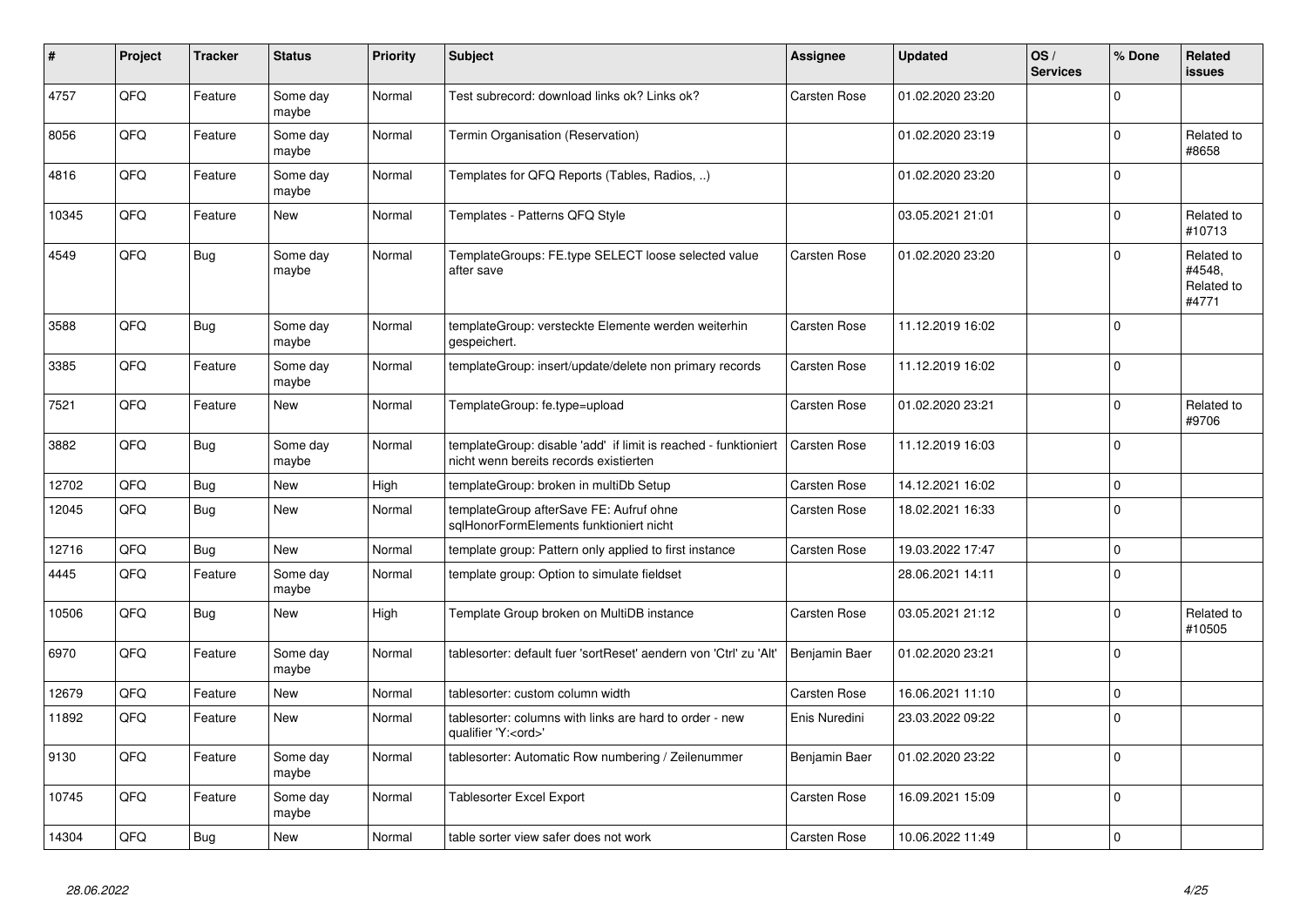| # | Project | Tracker | Status | Priority | Subject | Assignee | Updated | OS / Services | % Done | Related issues |
|---|---|---|---|---|---|---|---|---|---|---|
| 4757 | QFQ | Feature | Some day maybe | Normal | Test subrecord: download links ok? Links ok? | Carsten Rose | 01.02.2020 23:20 | | 0 | |
| 8056 | QFQ | Feature | Some day maybe | Normal | Termin Organisation (Reservation) | | 01.02.2020 23:19 | | 0 | Related to #8658 |
| 4816 | QFQ | Feature | Some day maybe | Normal | Templates for QFQ Reports (Tables, Radios, ..) | | 01.02.2020 23:20 | | 0 | |
| 10345 | QFQ | Feature | New | Normal | Templates - Patterns QFQ Style | | 03.05.2021 21:01 | | 0 | Related to #10713 |
| 4549 | QFQ | Bug | Some day maybe | Normal | TemplateGroups: FE.type SELECT loose selected value after save | Carsten Rose | 01.02.2020 23:20 | | 0 | Related to #4548, Related to #4771 |
| 3588 | QFQ | Bug | Some day maybe | Normal | templateGroup: versteckte Elemente werden weiterhin gespeichert. | Carsten Rose | 11.12.2019 16:02 | | 0 | |
| 3385 | QFQ | Feature | Some day maybe | Normal | templateGroup: insert/update/delete non primary records | Carsten Rose | 11.12.2019 16:02 | | 0 | |
| 7521 | QFQ | Feature | New | Normal | TemplateGroup: fe.type=upload | Carsten Rose | 01.02.2020 23:21 | | 0 | Related to #9706 |
| 3882 | QFQ | Bug | Some day maybe | Normal | templateGroup: disable 'add' if limit is reached - funktioniert nicht wenn bereits records existierten | Carsten Rose | 11.12.2019 16:03 | | 0 | |
| 12702 | QFQ | Bug | New | High | templateGroup: broken in multiDb Setup | Carsten Rose | 14.12.2021 16:02 | | 0 | |
| 12045 | QFQ | Bug | New | Normal | templateGroup afterSave FE: Aufruf ohne sqlHonorFormElements funktioniert nicht | Carsten Rose | 18.02.2021 16:33 | | 0 | |
| 12716 | QFQ | Bug | New | Normal | template group: Pattern only applied to first instance | Carsten Rose | 19.03.2022 17:47 | | 0 | |
| 4445 | QFQ | Feature | Some day maybe | Normal | template group: Option to simulate fieldset | | 28.06.2021 14:11 | | 0 | |
| 10506 | QFQ | Bug | New | High | Template Group broken on MultiDB instance | Carsten Rose | 03.05.2021 21:12 | | 0 | Related to #10505 |
| 6970 | QFQ | Feature | Some day maybe | Normal | tablesorter: default fuer 'sortReset' aendern von 'Ctrl' zu 'Alt' | Benjamin Baer | 01.02.2020 23:21 | | 0 | |
| 12679 | QFQ | Feature | New | Normal | tablesorter: custom column width | Carsten Rose | 16.06.2021 11:10 | | 0 | |
| 11892 | QFQ | Feature | New | Normal | tablesorter: columns with links are hard to order - new qualifier 'Y:<ord>' | Enis Nuredini | 23.03.2022 09:22 | | 0 | |
| 9130 | QFQ | Feature | Some day maybe | Normal | tablesorter: Automatic Row numbering / Zeilenummer | Benjamin Baer | 01.02.2020 23:22 | | 0 | |
| 10745 | QFQ | Feature | Some day maybe | Normal | Tablesorter Excel Export | Carsten Rose | 16.09.2021 15:09 | | 0 | |
| 14304 | QFQ | Bug | New | Normal | table sorter view safer does not work | Carsten Rose | 10.06.2022 11:49 | | 0 | |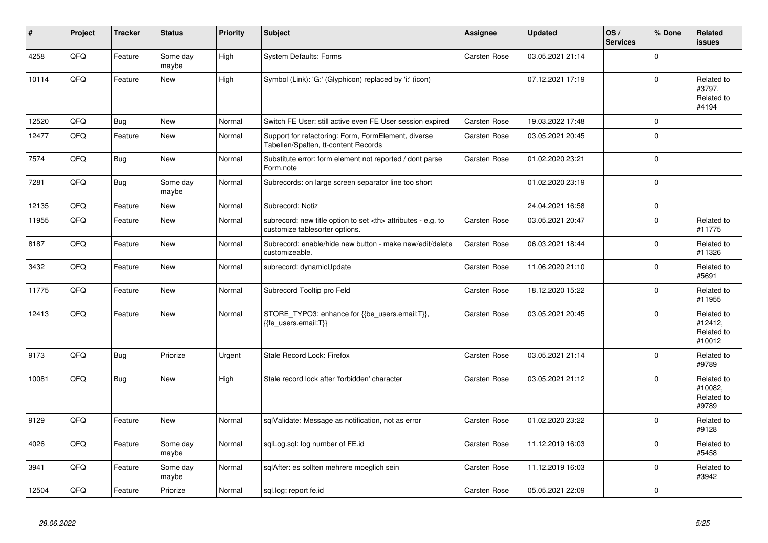| # | Project | Tracker | Status | Priority | Subject | Assignee | Updated | OS / Services | % Done | Related issues |
|---|---|---|---|---|---|---|---|---|---|---|
| 4258 | QFQ | Feature | Some day maybe | High | System Defaults: Forms | Carsten Rose | 03.05.2021 21:14 | | 0 | |
| 10114 | QFQ | Feature | New | High | Symbol (Link): 'G:' (Glyphicon) replaced by 'i:' (icon) | | 07.12.2021 17:19 | | 0 | Related to #3797, Related to #4194 |
| 12520 | QFQ | Bug | New | Normal | Switch FE User: still active even FE User session expired | Carsten Rose | 19.03.2022 17:48 | | 0 | |
| 12477 | QFQ | Feature | New | Normal | Support for refactoring: Form, FormElement, diverse Tabellen/Spalten, tt-content Records | Carsten Rose | 03.05.2021 20:45 | | 0 | |
| 7574 | QFQ | Bug | New | Normal | Substitute error: form element not reported / dont parse Form.note | Carsten Rose | 01.02.2020 23:21 | | 0 | |
| 7281 | QFQ | Bug | Some day maybe | Normal | Subrecords: on large screen separator line too short | | 01.02.2020 23:19 | | 0 | |
| 12135 | QFQ | Feature | New | Normal | Subrecord: Notiz | | 24.04.2021 16:58 | | 0 | |
| 11955 | QFQ | Feature | New | Normal | subrecord: new title option to set <th> attributes - e.g. to customize tablesorter options. | Carsten Rose | 03.05.2021 20:47 | | 0 | Related to #11775 |
| 8187 | QFQ | Feature | New | Normal | Subrecord: enable/hide new button - make new/edit/delete customizeable. | Carsten Rose | 06.03.2021 18:44 | | 0 | Related to #11326 |
| 3432 | QFQ | Feature | New | Normal | subrecord: dynamicUpdate | Carsten Rose | 11.06.2020 21:10 | | 0 | Related to #5691 |
| 11775 | QFQ | Feature | New | Normal | Subrecord Tooltip pro Feld | Carsten Rose | 18.12.2020 15:22 | | 0 | Related to #11955 |
| 12413 | QFQ | Feature | New | Normal | STORE_TYPO3: enhance for {{be_users.email:T}}, {{fe_users.email:T}} | Carsten Rose | 03.05.2021 20:45 | | 0 | Related to #12412, Related to #10012 |
| 9173 | QFQ | Bug | Priorize | Urgent | Stale Record Lock: Firefox | Carsten Rose | 03.05.2021 21:14 | | 0 | Related to #9789 |
| 10081 | QFQ | Bug | New | High | Stale record lock after 'forbidden' character | Carsten Rose | 03.05.2021 21:12 | | 0 | Related to #10082, Related to #9789 |
| 9129 | QFQ | Feature | New | Normal | sqlValidate: Message as notification, not as error | Carsten Rose | 01.02.2020 23:22 | | 0 | Related to #9128 |
| 4026 | QFQ | Feature | Some day maybe | Normal | sqlLog.sql: log number of FE.id | Carsten Rose | 11.12.2019 16:03 | | 0 | Related to #5458 |
| 3941 | QFQ | Feature | Some day maybe | Normal | sqlAfter: es sollten mehrere moeglich sein | Carsten Rose | 11.12.2019 16:03 | | 0 | Related to #3942 |
| 12504 | QFQ | Feature | Priorize | Normal | sql.log: report fe.id | Carsten Rose | 05.05.2021 22:09 | | 0 | |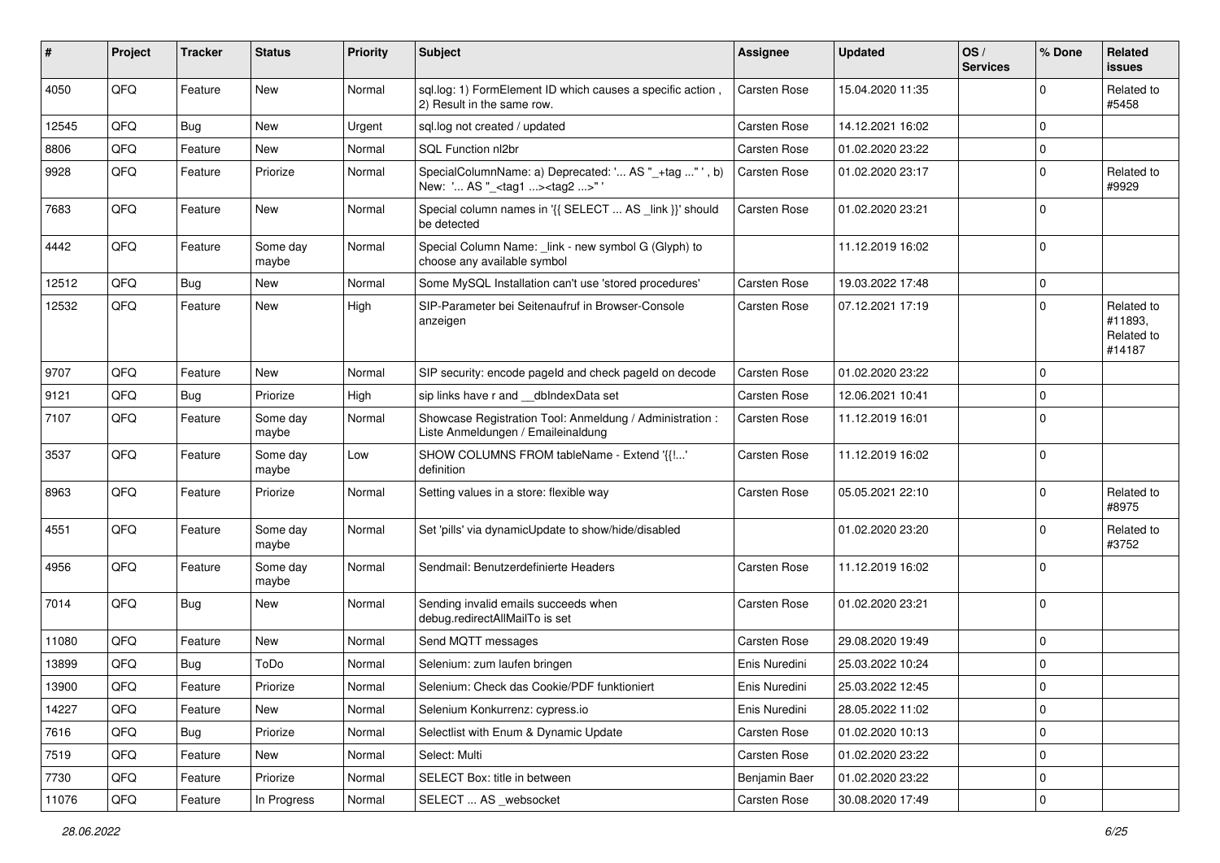| # | Project | Tracker | Status | Priority | Subject | Assignee | Updated | OS / Services | % Done | Related issues |
|---|---|---|---|---|---|---|---|---|---|---|
| 4050 | QFQ | Feature | New | Normal | sql.log: 1) FormElement ID which causes a specific action , 2) Result in the same row. | Carsten Rose | 15.04.2020 11:35 | | 0 | Related to #5458 |
| 12545 | QFQ | Bug | New | Urgent | sql.log not created / updated | Carsten Rose | 14.12.2021 16:02 | | 0 | |
| 8806 | QFQ | Feature | New | Normal | SQL Function nl2br | Carsten Rose | 01.02.2020 23:22 | | 0 | |
| 9928 | QFQ | Feature | Priorize | Normal | SpecialColumnName: a) Deprecated: '... AS "_+tag ..." ', b) New: '... AS "_<tag1 ...><tag2 ...>" ' | Carsten Rose | 01.02.2020 23:17 | | 0 | Related to #9929 |
| 7683 | QFQ | Feature | New | Normal | Special column names in '{{ SELECT ... AS _link }}' should be detected | Carsten Rose | 01.02.2020 23:21 | | 0 | |
| 4442 | QFQ | Feature | Some day maybe | Normal | Special Column Name: _link - new symbol G (Glyph) to choose any available symbol | | 11.12.2019 16:02 | | 0 | |
| 12512 | QFQ | Bug | New | Normal | Some MySQL Installation can't use 'stored procedures' | Carsten Rose | 19.03.2022 17:48 | | 0 | |
| 12532 | QFQ | Feature | New | High | SIP-Parameter bei Seitenaufruf in Browser-Console anzeigen | Carsten Rose | 07.12.2021 17:19 | | 0 | Related to #11893, Related to #14187 |
| 9707 | QFQ | Feature | New | Normal | SIP security: encode pageId and check pageId on decode | Carsten Rose | 01.02.2020 23:22 | | 0 | |
| 9121 | QFQ | Bug | Priorize | High | sip links have r and __dbIndexData set | Carsten Rose | 12.06.2021 10:41 | | 0 | |
| 7107 | QFQ | Feature | Some day maybe | Normal | Showcase Registration Tool: Anmeldung / Administration : Liste Anmeldungen / Emaileinaldung | Carsten Rose | 11.12.2019 16:01 | | 0 | |
| 3537 | QFQ | Feature | Some day maybe | Low | SHOW COLUMNS FROM tableName - Extend '{{!...' definition | Carsten Rose | 11.12.2019 16:02 | | 0 | |
| 8963 | QFQ | Feature | Priorize | Normal | Setting values in a store: flexible way | Carsten Rose | 05.05.2021 22:10 | | 0 | Related to #8975 |
| 4551 | QFQ | Feature | Some day maybe | Normal | Set 'pills' via dynamicUpdate to show/hide/disabled | | 01.02.2020 23:20 | | 0 | Related to #3752 |
| 4956 | QFQ | Feature | Some day maybe | Normal | Sendmail: Benutzerdefinierte Headers | Carsten Rose | 11.12.2019 16:02 | | 0 | |
| 7014 | QFQ | Bug | New | Normal | Sending invalid emails succeeds when debug.redirectAllMailTo is set | Carsten Rose | 01.02.2020 23:21 | | 0 | |
| 11080 | QFQ | Feature | New | Normal | Send MQTT messages | Carsten Rose | 29.08.2020 19:49 | | 0 | |
| 13899 | QFQ | Bug | ToDo | Normal | Selenium: zum laufen bringen | Enis Nuredini | 25.03.2022 10:24 | | 0 | |
| 13900 | QFQ | Feature | Priorize | Normal | Selenium: Check das Cookie/PDF funktioniert | Enis Nuredini | 25.03.2022 12:45 | | 0 | |
| 14227 | QFQ | Feature | New | Normal | Selenium Konkurrenz: cypress.io | Enis Nuredini | 28.05.2022 11:02 | | 0 | |
| 7616 | QFQ | Bug | Priorize | Normal | Selectlist with Enum & Dynamic Update | Carsten Rose | 01.02.2020 10:13 | | 0 | |
| 7519 | QFQ | Feature | New | Normal | Select: Multi | Carsten Rose | 01.02.2020 23:22 | | 0 | |
| 7730 | QFQ | Feature | Priorize | Normal | SELECT Box: title in between | Benjamin Baer | 01.02.2020 23:22 | | 0 | |
| 11076 | QFQ | Feature | In Progress | Normal | SELECT ... AS _websocket | Carsten Rose | 30.08.2020 17:49 | | 0 | |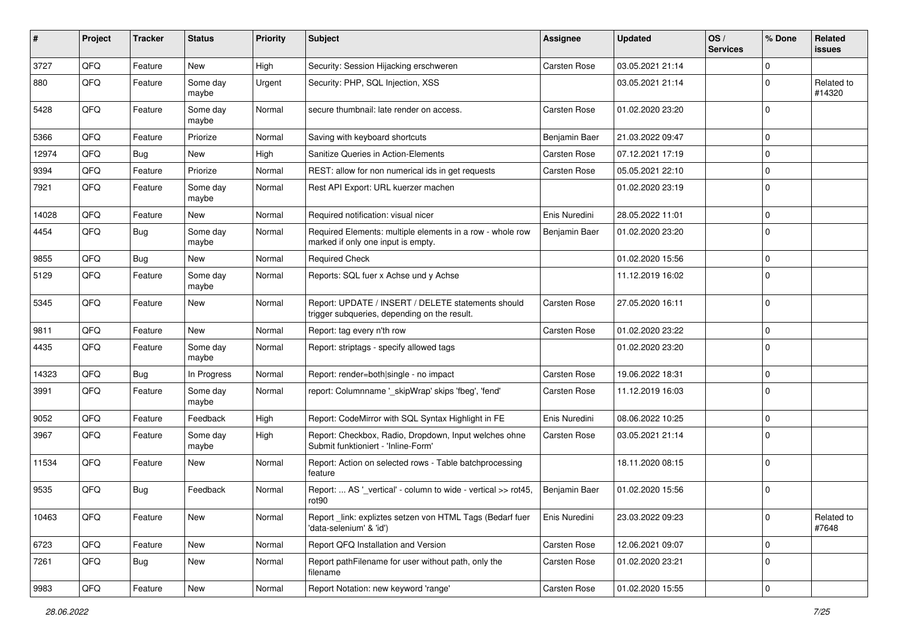| # | Project | Tracker | Status | Priority | Subject | Assignee | Updated | OS / Services | % Done | Related issues |
|---|---|---|---|---|---|---|---|---|---|---|
| 3727 | QFQ | Feature | New | High | Security: Session Hijacking erschweren | Carsten Rose | 03.05.2021 21:14 | | 0 | |
| 880 | QFQ | Feature | Some day maybe | Urgent | Security: PHP, SQL Injection, XSS | | 03.05.2021 21:14 | | 0 | Related to #14320 |
| 5428 | QFQ | Feature | Some day maybe | Normal | secure thumbnail: late render on access. | Carsten Rose | 01.02.2020 23:20 | | 0 | |
| 5366 | QFQ | Feature | Priorize | Normal | Saving with keyboard shortcuts | Benjamin Baer | 21.03.2022 09:47 | | 0 | |
| 12974 | QFQ | Bug | New | High | Sanitize Queries in Action-Elements | Carsten Rose | 07.12.2021 17:19 | | 0 | |
| 9394 | QFQ | Feature | Priorize | Normal | REST: allow for non numerical ids in get requests | Carsten Rose | 05.05.2021 22:10 | | 0 | |
| 7921 | QFQ | Feature | Some day maybe | Normal | Rest API Export: URL kuerzer machen | | 01.02.2020 23:19 | | 0 | |
| 14028 | QFQ | Feature | New | Normal | Required notification: visual nicer | Enis Nuredini | 28.05.2022 11:01 | | 0 | |
| 4454 | QFQ | Bug | Some day maybe | Normal | Required Elements: multiple elements in a row - whole row marked if only one input is empty. | Benjamin Baer | 01.02.2020 23:20 | | 0 | |
| 9855 | QFQ | Bug | New | Normal | Required Check | | 01.02.2020 15:56 | | 0 | |
| 5129 | QFQ | Feature | Some day maybe | Normal | Reports: SQL fuer x Achse und y Achse | | 11.12.2019 16:02 | | 0 | |
| 5345 | QFQ | Feature | New | Normal | Report: UPDATE / INSERT / DELETE statements should trigger subqueries, depending on the result. | Carsten Rose | 27.05.2020 16:11 | | 0 | |
| 9811 | QFQ | Feature | New | Normal | Report: tag every n'th row | Carsten Rose | 01.02.2020 23:22 | | 0 | |
| 4435 | QFQ | Feature | Some day maybe | Normal | Report: striptags - specify allowed tags | | 01.02.2020 23:20 | | 0 | |
| 14323 | QFQ | Bug | In Progress | Normal | Report: render=both\|single - no impact | Carsten Rose | 19.06.2022 18:31 | | 0 | |
| 3991 | QFQ | Feature | Some day maybe | Normal | report: Columnname '_skipWrap' skips 'fbeg', 'fend' | Carsten Rose | 11.12.2019 16:03 | | 0 | |
| 9052 | QFQ | Feature | Feedback | High | Report: CodeMirror with SQL Syntax Highlight in FE | Enis Nuredini | 08.06.2022 10:25 | | 0 | |
| 3967 | QFQ | Feature | Some day maybe | High | Report: Checkbox, Radio, Dropdown, Input welches ohne Submit funktioniert - 'Inline-Form' | Carsten Rose | 03.05.2021 21:14 | | 0 | |
| 11534 | QFQ | Feature | New | Normal | Report: Action on selected rows - Table batchprocessing feature | | 18.11.2020 08:15 | | 0 | |
| 9535 | QFQ | Bug | Feedback | Normal | Report: ... AS '_vertical' - column to wide - vertical >> rot45, rot90 | Benjamin Baer | 01.02.2020 15:56 | | 0 | |
| 10463 | QFQ | Feature | New | Normal | Report _link: expliztes setzen von HTML Tags (Bedarf fuer 'data-selenium' & 'id') | Enis Nuredini | 23.03.2022 09:23 | | 0 | Related to #7648 |
| 6723 | QFQ | Feature | New | Normal | Report QFQ Installation and Version | Carsten Rose | 12.06.2021 09:07 | | 0 | |
| 7261 | QFQ | Bug | New | Normal | Report pathFilename for user without path, only the filename | Carsten Rose | 01.02.2020 23:21 | | 0 | |
| 9983 | QFQ | Feature | New | Normal | Report Notation: new keyword 'range' | Carsten Rose | 01.02.2020 15:55 | | 0 | |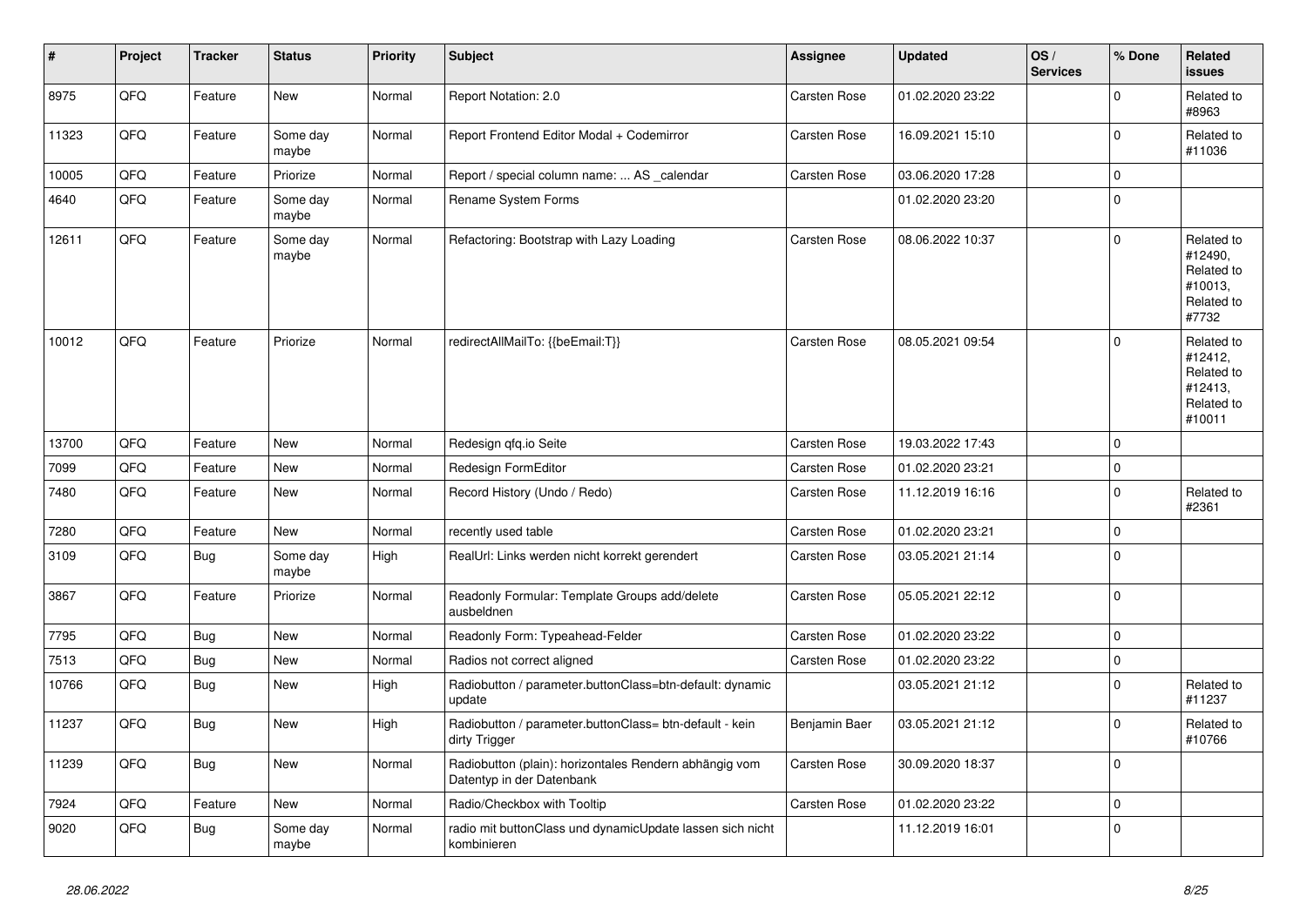| # | Project | Tracker | Status | Priority | Subject | Assignee | Updated | OS / Services | % Done | Related issues |
|---|---|---|---|---|---|---|---|---|---|---|
| 8975 | QFQ | Feature | New | Normal | Report Notation: 2.0 | Carsten Rose | 01.02.2020 23:22 | | 0 | Related to #8963 |
| 11323 | QFQ | Feature | Some day maybe | Normal | Report Frontend Editor Modal + Codemirror | Carsten Rose | 16.09.2021 15:10 | | 0 | Related to #11036 |
| 10005 | QFQ | Feature | Priorize | Normal | Report / special column name: ... AS _calendar | Carsten Rose | 03.06.2020 17:28 | | 0 | |
| 4640 | QFQ | Feature | Some day maybe | Normal | Rename System Forms | | 01.02.2020 23:20 | | 0 | |
| 12611 | QFQ | Feature | Some day maybe | Normal | Refactoring: Bootstrap with Lazy Loading | Carsten Rose | 08.06.2022 10:37 | | 0 | Related to #12490, Related to #10013, Related to #7732 |
| 10012 | QFQ | Feature | Priorize | Normal | redirectAllMailTo: {{beEmail:T}} | Carsten Rose | 08.05.2021 09:54 | | 0 | Related to #12412, Related to #12413, Related to #10011 |
| 13700 | QFQ | Feature | New | Normal | Redesign qfq.io Seite | Carsten Rose | 19.03.2022 17:43 | | 0 | |
| 7099 | QFQ | Feature | New | Normal | Redesign FormEditor | Carsten Rose | 01.02.2020 23:21 | | 0 | |
| 7480 | QFQ | Feature | New | Normal | Record History (Undo / Redo) | Carsten Rose | 11.12.2019 16:16 | | 0 | Related to #2361 |
| 7280 | QFQ | Feature | New | Normal | recently used table | Carsten Rose | 01.02.2020 23:21 | | 0 | |
| 3109 | QFQ | Bug | Some day maybe | High | RealUrl: Links werden nicht korrekt gerendert | Carsten Rose | 03.05.2021 21:14 | | 0 | |
| 3867 | QFQ | Feature | Priorize | Normal | Readonly Formular: Template Groups add/delete ausbeldnen | Carsten Rose | 05.05.2021 22:12 | | 0 | |
| 7795 | QFQ | Bug | New | Normal | Readonly Form: Typeahead-Felder | Carsten Rose | 01.02.2020 23:22 | | 0 | |
| 7513 | QFQ | Bug | New | Normal | Radios not correct aligned | Carsten Rose | 01.02.2020 23:22 | | 0 | |
| 10766 | QFQ | Bug | New | High | Radiobutton / parameter.buttonClass=btn-default: dynamic update | | 03.05.2021 21:12 | | 0 | Related to #11237 |
| 11237 | QFQ | Bug | New | High | Radiobutton / parameter.buttonClass= btn-default - kein dirty Trigger | Benjamin Baer | 03.05.2021 21:12 | | 0 | Related to #10766 |
| 11239 | QFQ | Bug | New | Normal | Radiobutton (plain): horizontales Rendern abhängig vom Datentyp in der Datenbank | Carsten Rose | 30.09.2020 18:37 | | 0 | |
| 7924 | QFQ | Feature | New | Normal | Radio/Checkbox with Tooltip | Carsten Rose | 01.02.2020 23:22 | | 0 | |
| 9020 | QFQ | Bug | Some day maybe | Normal | radio mit buttonClass und dynamicUpdate lassen sich nicht kombinieren | | 11.12.2019 16:01 | | 0 | |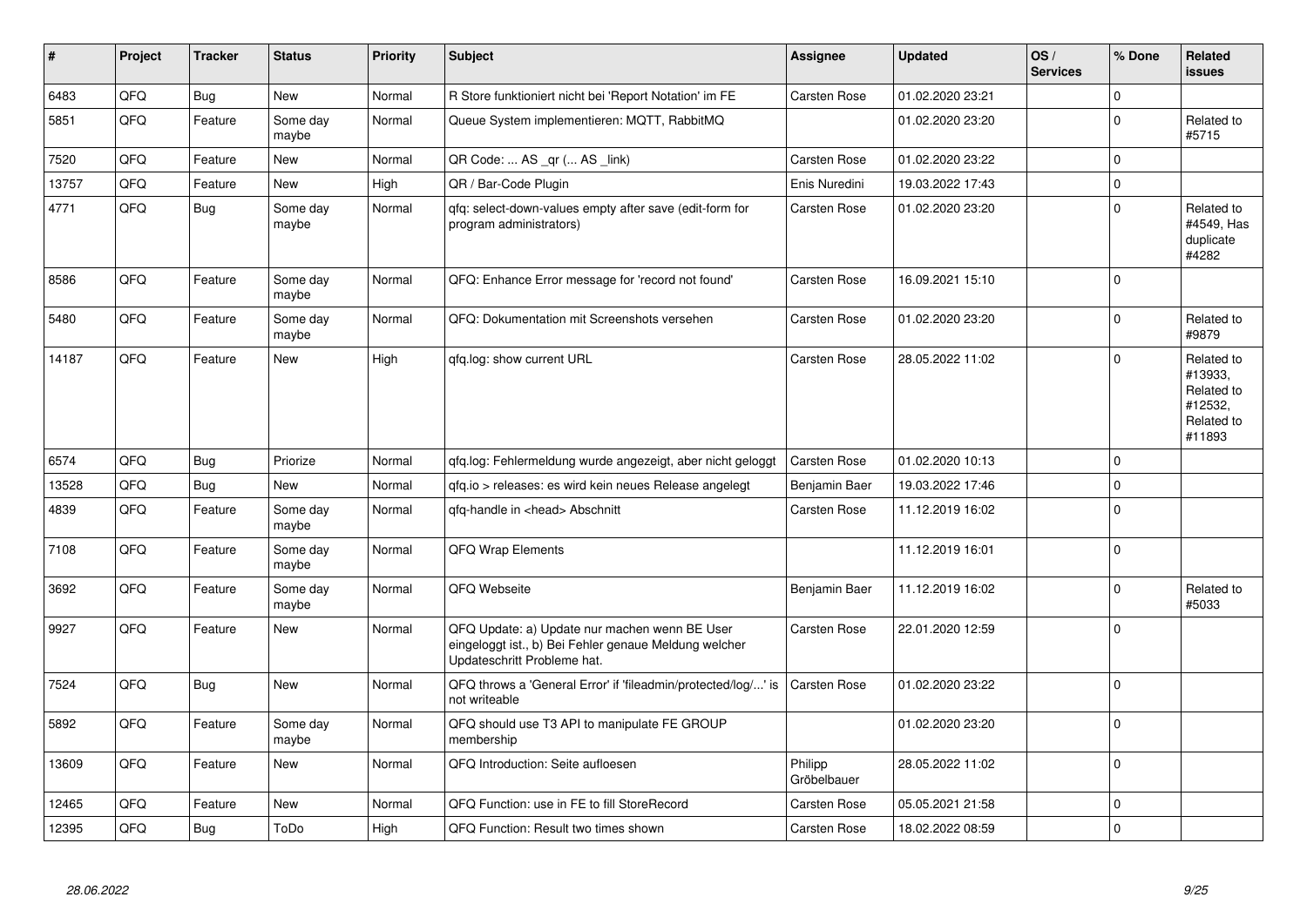| # | Project | Tracker | Status | Priority | Subject | Assignee | Updated | OS / Services | % Done | Related issues |
|---|---|---|---|---|---|---|---|---|---|---|
| 6483 | QFQ | Bug | New | Normal | R Store funktioniert nicht bei 'Report Notation' im FE | Carsten Rose | 01.02.2020 23:21 | | 0 | |
| 5851 | QFQ | Feature | Some day maybe | Normal | Queue System implementieren: MQTT, RabbitMQ | | 01.02.2020 23:20 | | 0 | Related to #5715 |
| 7520 | QFQ | Feature | New | Normal | QR Code: ... AS _qr (... AS _link) | Carsten Rose | 01.02.2020 23:22 | | 0 | |
| 13757 | QFQ | Feature | New | High | QR / Bar-Code Plugin | Enis Nuredini | 19.03.2022 17:43 | | 0 | |
| 4771 | QFQ | Bug | Some day maybe | Normal | qfq: select-down-values empty after save (edit-form for program administrators) | Carsten Rose | 01.02.2020 23:20 | | 0 | Related to #4549, Has duplicate #4282 |
| 8586 | QFQ | Feature | Some day maybe | Normal | QFQ: Enhance Error message for 'record not found' | Carsten Rose | 16.09.2021 15:10 | | 0 | |
| 5480 | QFQ | Feature | Some day maybe | Normal | QFQ: Dokumentation mit Screenshots versehen | Carsten Rose | 01.02.2020 23:20 | | 0 | Related to #9879 |
| 14187 | QFQ | Feature | New | High | qfq.log: show current URL | Carsten Rose | 28.05.2022 11:02 | | 0 | Related to #13933, Related to #12532, Related to #11893 |
| 6574 | QFQ | Bug | Priorize | Normal | qfq.log: Fehlermeldung wurde angezeigt, aber nicht geloggt | Carsten Rose | 01.02.2020 10:13 | | 0 | |
| 13528 | QFQ | Bug | New | Normal | qfq.io > releases: es wird kein neues Release angelegt | Benjamin Baer | 19.03.2022 17:46 | | 0 | |
| 4839 | QFQ | Feature | Some day maybe | Normal | qfq-handle in <head> Abschnitt | Carsten Rose | 11.12.2019 16:02 | | 0 | |
| 7108 | QFQ | Feature | Some day maybe | Normal | QFQ Wrap Elements | | 11.12.2019 16:01 | | 0 | |
| 3692 | QFQ | Feature | Some day maybe | Normal | QFQ Webseite | Benjamin Baer | 11.12.2019 16:02 | | 0 | Related to #5033 |
| 9927 | QFQ | Feature | New | Normal | QFQ Update: a) Update nur machen wenn BE User eingeloggt ist., b) Bei Fehler genaue Meldung welcher Updateschritt Probleme hat. | Carsten Rose | 22.01.2020 12:59 | | 0 | |
| 7524 | QFQ | Bug | New | Normal | QFQ throws a 'General Error' if 'fileadmin/protected/log/...' is not writeable | Carsten Rose | 01.02.2020 23:22 | | 0 | |
| 5892 | QFQ | Feature | Some day maybe | Normal | QFQ should use T3 API to manipulate FE GROUP membership | | 01.02.2020 23:20 | | 0 | |
| 13609 | QFQ | Feature | New | Normal | QFQ Introduction: Seite aufloesen | Philipp Gröbelbauer | 28.05.2022 11:02 | | 0 | |
| 12465 | QFQ | Feature | New | Normal | QFQ Function: use in FE to fill StoreRecord | Carsten Rose | 05.05.2021 21:58 | | 0 | |
| 12395 | QFQ | Bug | ToDo | High | QFQ Function: Result two times shown | Carsten Rose | 18.02.2022 08:59 | | 0 | |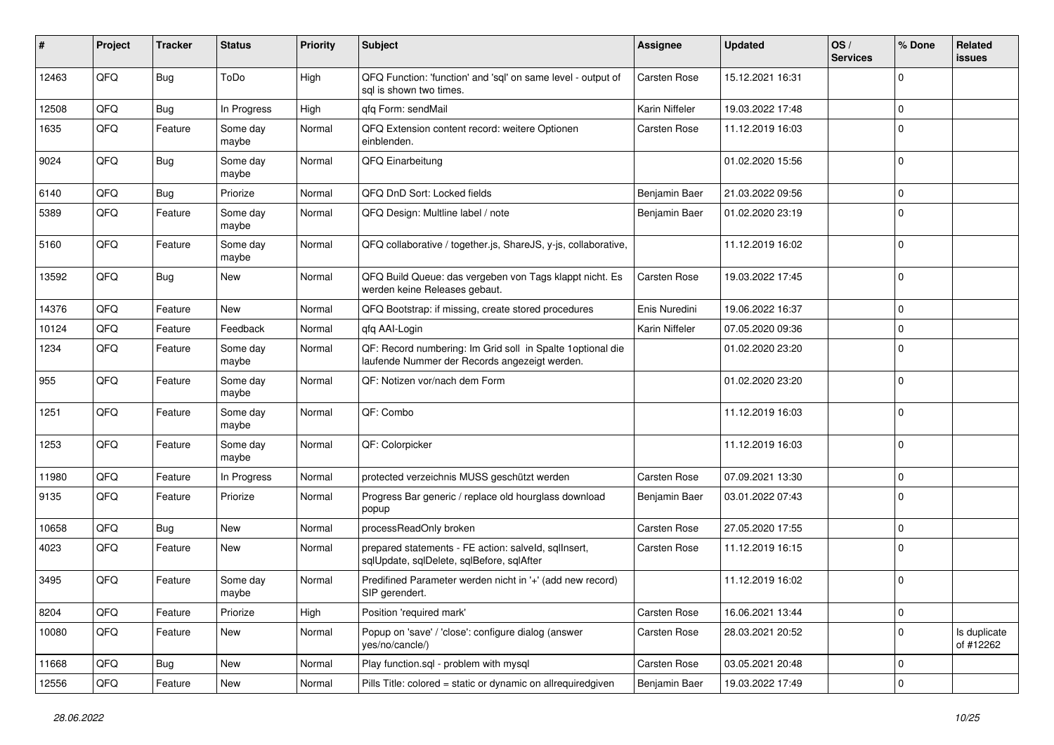| # | Project | Tracker | Status | Priority | Subject | Assignee | Updated | OS / Services | % Done | Related issues |
|---|---|---|---|---|---|---|---|---|---|---|
| 12463 | QFQ | Bug | ToDo | High | QFQ Function: 'function' and 'sql' on same level - output of sql is shown two times. | Carsten Rose | 15.12.2021 16:31 | | 0 | |
| 12508 | QFQ | Bug | In Progress | High | qfq Form: sendMail | Karin Niffeler | 19.03.2022 17:48 | | 0 | |
| 1635 | QFQ | Feature | Some day maybe | Normal | QFQ Extension content record: weitere Optionen einblenden. | Carsten Rose | 11.12.2019 16:03 | | 0 | |
| 9024 | QFQ | Bug | Some day maybe | Normal | QFQ Einarbeitung | | 01.02.2020 15:56 | | 0 | |
| 6140 | QFQ | Bug | Priorize | Normal | QFQ DnD Sort: Locked fields | Benjamin Baer | 21.03.2022 09:56 | | 0 | |
| 5389 | QFQ | Feature | Some day maybe | Normal | QFQ Design: Multline label / note | Benjamin Baer | 01.02.2020 23:19 | | 0 | |
| 5160 | QFQ | Feature | Some day maybe | Normal | QFQ collaborative / together.js, ShareJS, y-js, collaborative, | | 11.12.2019 16:02 | | 0 | |
| 13592 | QFQ | Bug | New | Normal | QFQ Build Queue: das vergeben von Tags klappt nicht. Es werden keine Releases gebaut. | Carsten Rose | 19.03.2022 17:45 | | 0 | |
| 14376 | QFQ | Feature | New | Normal | QFQ Bootstrap: if missing, create stored procedures | Enis Nuredini | 19.06.2022 16:37 | | 0 | |
| 10124 | QFQ | Feature | Feedback | Normal | qfq AAI-Login | Karin Niffeler | 07.05.2020 09:36 | | 0 | |
| 1234 | QFQ | Feature | Some day maybe | Normal | QF: Record numbering: Im Grid soll in Spalte 1optional die laufende Nummer der Records angezeigt werden. | | 01.02.2020 23:20 | | 0 | |
| 955 | QFQ | Feature | Some day maybe | Normal | QF: Notizen vor/nach dem Form | | 01.02.2020 23:20 | | 0 | |
| 1251 | QFQ | Feature | Some day maybe | Normal | QF: Combo | | 11.12.2019 16:03 | | 0 | |
| 1253 | QFQ | Feature | Some day maybe | Normal | QF: Colorpicker | | 11.12.2019 16:03 | | 0 | |
| 11980 | QFQ | Feature | In Progress | Normal | protected verzeichnis MUSS geschützt werden | Carsten Rose | 07.09.2021 13:30 | | 0 | |
| 9135 | QFQ | Feature | Priorize | Normal | Progress Bar generic / replace old hourglass download popup | Benjamin Baer | 03.01.2022 07:43 | | 0 | |
| 10658 | QFQ | Bug | New | Normal | processReadOnly broken | Carsten Rose | 27.05.2020 17:55 | | 0 | |
| 4023 | QFQ | Feature | New | Normal | prepared statements - FE action: salveId, sqlInsert, sqlUpdate, sqlDelete, sqlBefore, sqlAfter | Carsten Rose | 11.12.2019 16:15 | | 0 | |
| 3495 | QFQ | Feature | Some day maybe | Normal | Predifined Parameter werden nicht in '+' (add new record) SIP gerendert. | | 11.12.2019 16:02 | | 0 | |
| 8204 | QFQ | Feature | Priorize | High | Position 'required mark' | Carsten Rose | 16.06.2021 13:44 | | 0 | |
| 10080 | QFQ | Feature | New | Normal | Popup on 'save' / 'close': configure dialog (answer yes/no/cancle/) | Carsten Rose | 28.03.2021 20:52 | | 0 | Is duplicate of #12262 |
| 11668 | QFQ | Bug | New | Normal | Play function.sql - problem with mysql | Carsten Rose | 03.05.2021 20:48 | | 0 | |
| 12556 | QFQ | Feature | New | Normal | Pills Title: colored = static or dynamic on allrequiredgiven | Benjamin Baer | 19.03.2022 17:49 | | 0 | |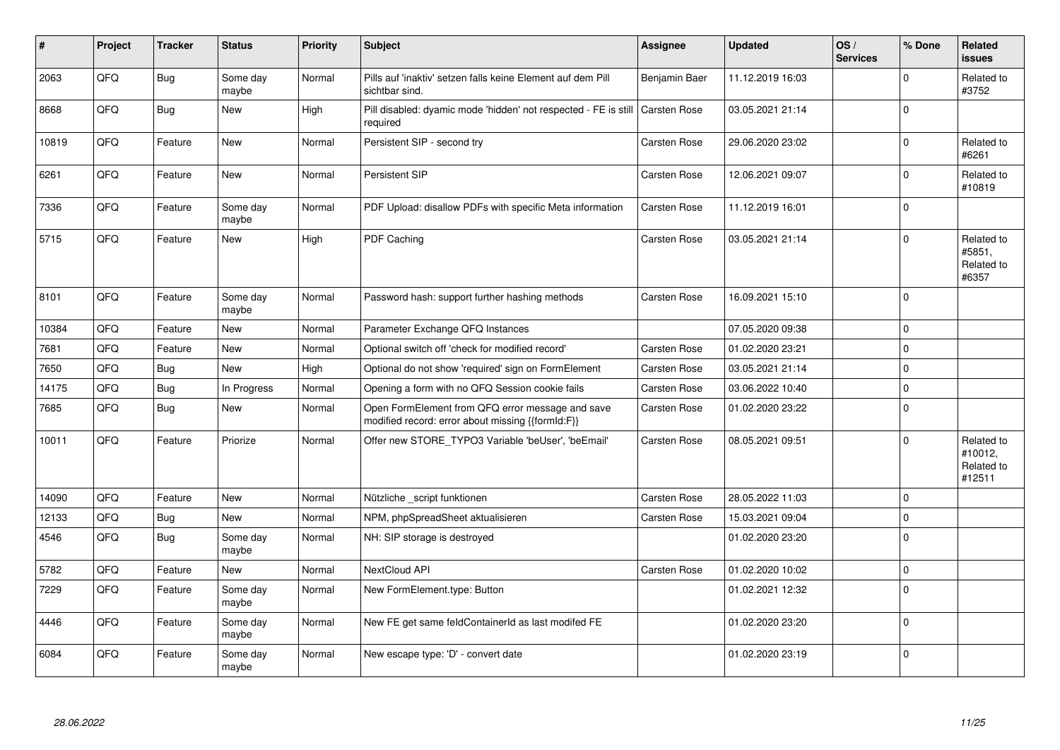| # | Project | Tracker | Status | Priority | Subject | Assignee | Updated | OS / Services | % Done | Related issues |
|---|---|---|---|---|---|---|---|---|---|---|
| 2063 | QFQ | Bug | Some day maybe | Normal | Pills auf 'inaktiv' setzen falls keine Element auf dem Pill sichtbar sind. | Benjamin Baer | 11.12.2019 16:03 | | 0 | Related to #3752 |
| 8668 | QFQ | Bug | New | High | Pill disabled: dyamic mode 'hidden' not respected - FE is still required | Carsten Rose | 03.05.2021 21:14 | | 0 | |
| 10819 | QFQ | Feature | New | Normal | Persistent SIP - second try | Carsten Rose | 29.06.2020 23:02 | | 0 | Related to #6261 |
| 6261 | QFQ | Feature | New | Normal | Persistent SIP | Carsten Rose | 12.06.2021 09:07 | | 0 | Related to #10819 |
| 7336 | QFQ | Feature | Some day maybe | Normal | PDF Upload: disallow PDFs with specific Meta information | Carsten Rose | 11.12.2019 16:01 | | 0 | |
| 5715 | QFQ | Feature | New | High | PDF Caching | Carsten Rose | 03.05.2021 21:14 | | 0 | Related to #5851, Related to #6357 |
| 8101 | QFQ | Feature | Some day maybe | Normal | Password hash: support further hashing methods | Carsten Rose | 16.09.2021 15:10 | | 0 | |
| 10384 | QFQ | Feature | New | Normal | Parameter Exchange QFQ Instances | | 07.05.2020 09:38 | | 0 | |
| 7681 | QFQ | Feature | New | Normal | Optional switch off 'check for modified record' | Carsten Rose | 01.02.2020 23:21 | | 0 | |
| 7650 | QFQ | Bug | New | High | Optional do not show 'required' sign on FormElement | Carsten Rose | 03.05.2021 21:14 | | 0 | |
| 14175 | QFQ | Bug | In Progress | Normal | Opening a form with no QFQ Session cookie fails | Carsten Rose | 03.06.2022 10:40 | | 0 | |
| 7685 | QFQ | Bug | New | Normal | Open FormElement from QFQ error message and save modified record: error about missing {{formId:F}} | Carsten Rose | 01.02.2020 23:22 | | 0 | |
| 10011 | QFQ | Feature | Priorize | Normal | Offer new STORE_TYPO3 Variable 'beUser', 'beEmail' | Carsten Rose | 08.05.2021 09:51 | | 0 | Related to #10012, Related to #12511 |
| 14090 | QFQ | Feature | New | Normal | Nützliche _script funktionen | Carsten Rose | 28.05.2022 11:03 | | 0 | |
| 12133 | QFQ | Bug | New | Normal | NPM, phpSpreadSheet aktualisieren | Carsten Rose | 15.03.2021 09:04 | | 0 | |
| 4546 | QFQ | Bug | Some day maybe | Normal | NH: SIP storage is destroyed | | 01.02.2020 23:20 | | 0 | |
| 5782 | QFQ | Feature | New | Normal | NextCloud API | Carsten Rose | 01.02.2020 10:02 | | 0 | |
| 7229 | QFQ | Feature | Some day maybe | Normal | New FormElement.type: Button | | 01.02.2021 12:32 | | 0 | |
| 4446 | QFQ | Feature | Some day maybe | Normal | New FE get same feldContainerId as last modifed FE | | 01.02.2020 23:20 | | 0 | |
| 6084 | QFQ | Feature | Some day maybe | Normal | New escape type: 'D' - convert date | | 01.02.2020 23:19 | | 0 | |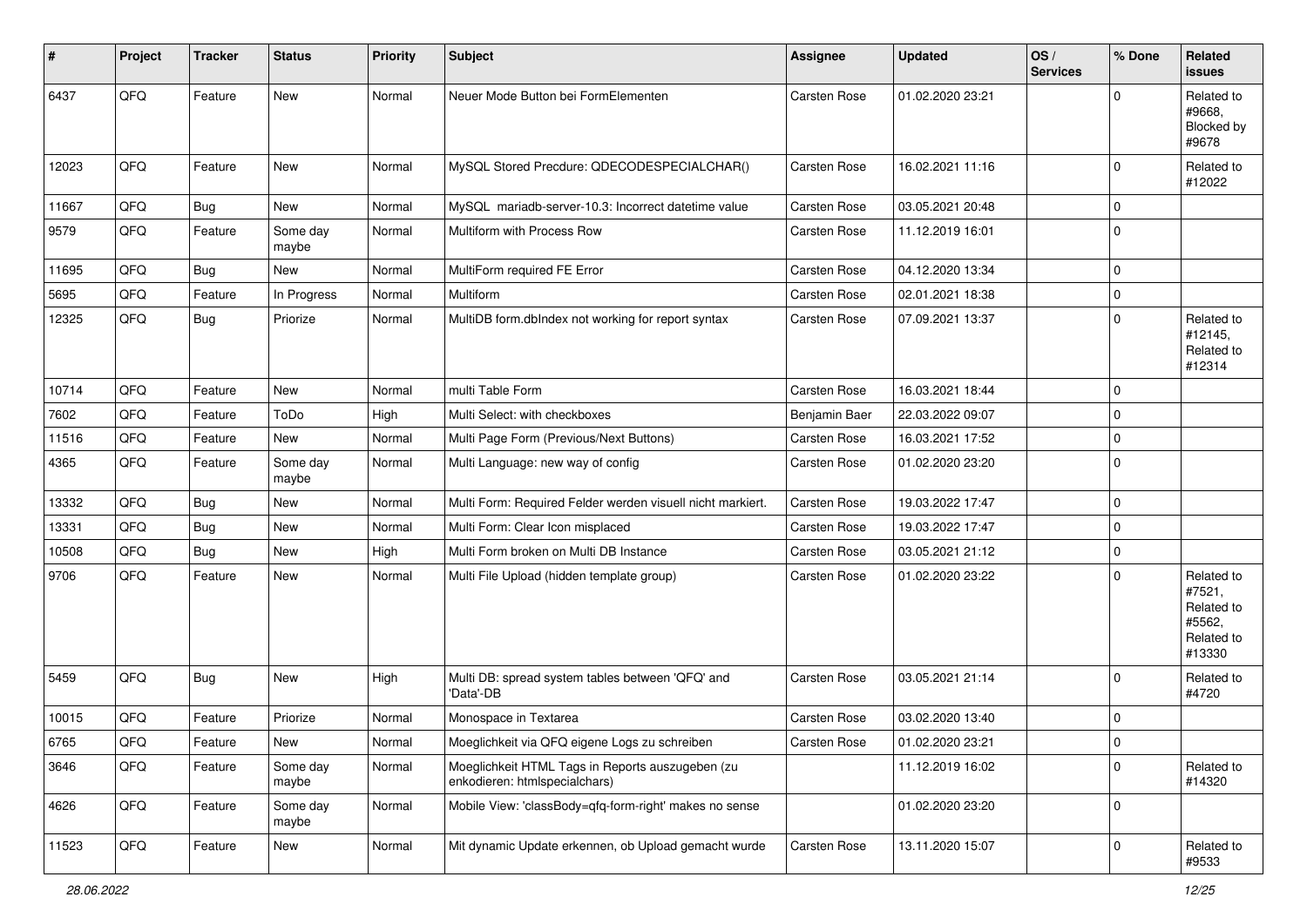| # | Project | Tracker | Status | Priority | Subject | Assignee | Updated | OS / Services | % Done | Related issues |
|---|---|---|---|---|---|---|---|---|---|---|
| 6437 | QFQ | Feature | New | Normal | Neuer Mode Button bei FormElementen | Carsten Rose | 01.02.2020 23:21 | | 0 | Related to #9668, Blocked by #9678 |
| 12023 | QFQ | Feature | New | Normal | MySQL Stored Precdure: QDECODESPECIALCHAR() | Carsten Rose | 16.02.2021 11:16 | | 0 | Related to #12022 |
| 11667 | QFQ | Bug | New | Normal | MySQL mariadb-server-10.3: Incorrect datetime value | Carsten Rose | 03.05.2021 20:48 | | 0 | |
| 9579 | QFQ | Feature | Some day maybe | Normal | Multiform with Process Row | Carsten Rose | 11.12.2019 16:01 | | 0 | |
| 11695 | QFQ | Bug | New | Normal | MultiForm required FE Error | Carsten Rose | 04.12.2020 13:34 | | 0 | |
| 5695 | QFQ | Feature | In Progress | Normal | Multiform | Carsten Rose | 02.01.2021 18:38 | | 0 | |
| 12325 | QFQ | Bug | Priorize | Normal | MultiDB form.dbIndex not working for report syntax | Carsten Rose | 07.09.2021 13:37 | | 0 | Related to #12145, Related to #12314 |
| 10714 | QFQ | Feature | New | Normal | multi Table Form | Carsten Rose | 16.03.2021 18:44 | | 0 | |
| 7602 | QFQ | Feature | ToDo | High | Multi Select: with checkboxes | Benjamin Baer | 22.03.2022 09:07 | | 0 | |
| 11516 | QFQ | Feature | New | Normal | Multi Page Form (Previous/Next Buttons) | Carsten Rose | 16.03.2021 17:52 | | 0 | |
| 4365 | QFQ | Feature | Some day maybe | Normal | Multi Language: new way of config | Carsten Rose | 01.02.2020 23:20 | | 0 | |
| 13332 | QFQ | Bug | New | Normal | Multi Form: Required Felder werden visuell nicht markiert. | Carsten Rose | 19.03.2022 17:47 | | 0 | |
| 13331 | QFQ | Bug | New | Normal | Multi Form: Clear Icon misplaced | Carsten Rose | 19.03.2022 17:47 | | 0 | |
| 10508 | QFQ | Bug | New | High | Multi Form broken on Multi DB Instance | Carsten Rose | 03.05.2021 21:12 | | 0 | |
| 9706 | QFQ | Feature | New | Normal | Multi File Upload (hidden template group) | Carsten Rose | 01.02.2020 23:22 | | 0 | Related to #7521, Related to #5562, Related to #13330 |
| 5459 | QFQ | Bug | New | High | Multi DB: spread system tables between 'QFQ' and 'Data'-DB | Carsten Rose | 03.05.2021 21:14 | | 0 | Related to #4720 |
| 10015 | QFQ | Feature | Priorize | Normal | Monospace in Textarea | Carsten Rose | 03.02.2020 13:40 | | 0 | |
| 6765 | QFQ | Feature | New | Normal | Moeglichkeit via QFQ eigene Logs zu schreiben | Carsten Rose | 01.02.2020 23:21 | | 0 | |
| 3646 | QFQ | Feature | Some day maybe | Normal | Moeglichkeit HTML Tags in Reports auszugeben (zu enkodieren: htmlspecialchars) | | 11.12.2019 16:02 | | 0 | Related to #14320 |
| 4626 | QFQ | Feature | Some day maybe | Normal | Mobile View: 'classBody=qfq-form-right' makes no sense | | 01.02.2020 23:20 | | 0 | |
| 11523 | QFQ | Feature | New | Normal | Mit dynamic Update erkennen, ob Upload gemacht wurde | Carsten Rose | 13.11.2020 15:07 | | 0 | Related to #9533 |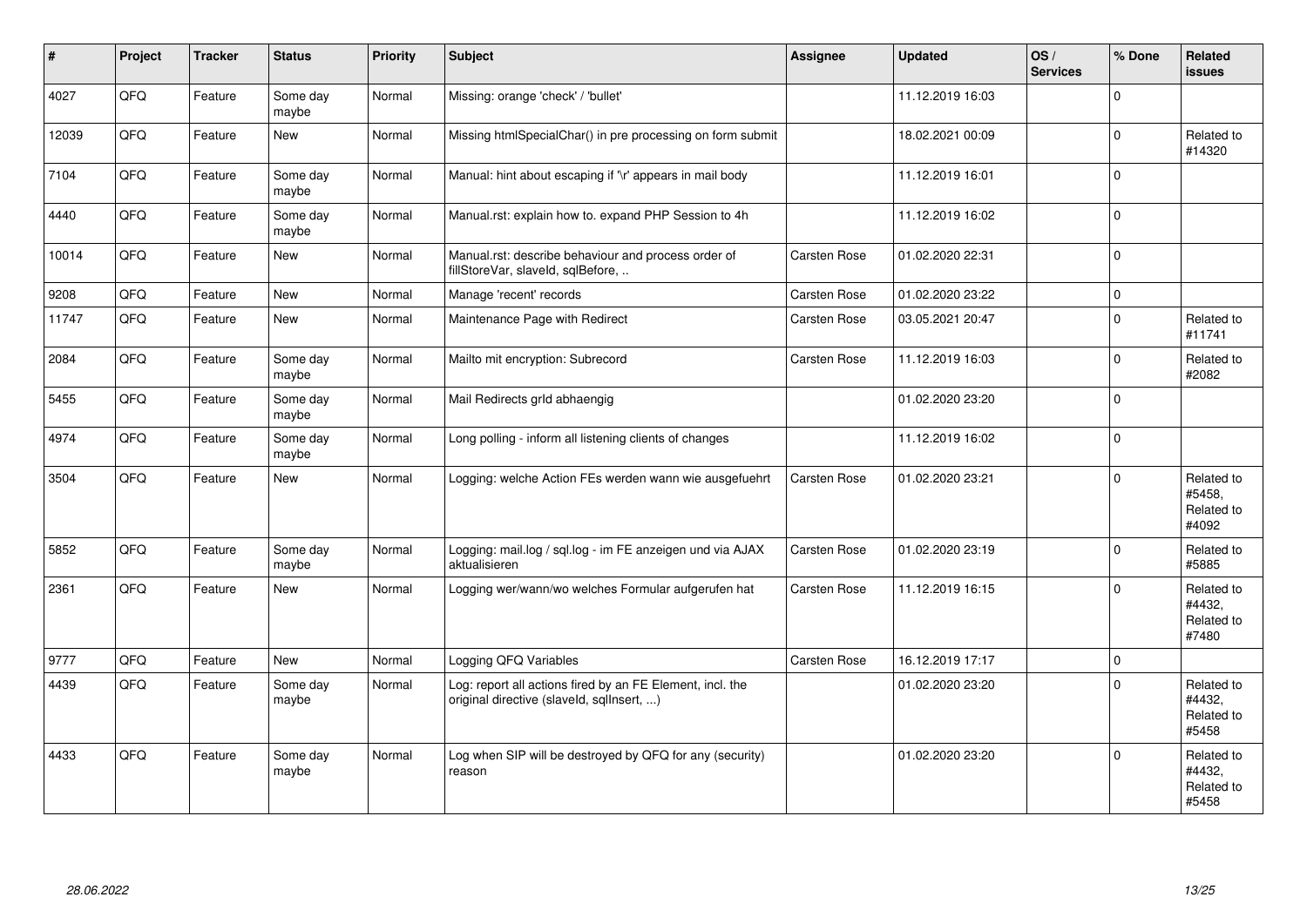| # | Project | Tracker | Status | Priority | Subject | Assignee | Updated | OS / Services | % Done | Related issues |
|---|---|---|---|---|---|---|---|---|---|---|
| 4027 | QFQ | Feature | Some day maybe | Normal | Missing: orange 'check' / 'bullet' | | 11.12.2019 16:03 | | 0 | |
| 12039 | QFQ | Feature | New | Normal | Missing htmlSpecialChar() in pre processing on form submit | | 18.02.2021 00:09 | | 0 | Related to #14320 |
| 7104 | QFQ | Feature | Some day maybe | Normal | Manual: hint about escaping if '\r' appears in mail body | | 11.12.2019 16:01 | | 0 | |
| 4440 | QFQ | Feature | Some day maybe | Normal | Manual.rst: explain how to. expand PHP Session to 4h | | 11.12.2019 16:02 | | 0 | |
| 10014 | QFQ | Feature | New | Normal | Manual.rst: describe behaviour and process order of fillStoreVar, slaveId, sqlBefore, .. | Carsten Rose | 01.02.2020 22:31 | | 0 | |
| 9208 | QFQ | Feature | New | Normal | Manage 'recent' records | Carsten Rose | 01.02.2020 23:22 | | 0 | |
| 11747 | QFQ | Feature | New | Normal | Maintenance Page with Redirect | Carsten Rose | 03.05.2021 20:47 | | 0 | Related to #11741 |
| 2084 | QFQ | Feature | Some day maybe | Normal | Mailto mit encryption: Subrecord | Carsten Rose | 11.12.2019 16:03 | | 0 | Related to #2082 |
| 5455 | QFQ | Feature | Some day maybe | Normal | Mail Redirects grId abhaengig | | 01.02.2020 23:20 | | 0 | |
| 4974 | QFQ | Feature | Some day maybe | Normal | Long polling - inform all listening clients of changes | | 11.12.2019 16:02 | | 0 | |
| 3504 | QFQ | Feature | New | Normal | Logging: welche Action FEs werden wann wie ausgefuehrt | Carsten Rose | 01.02.2020 23:21 | | 0 | Related to #5458, Related to #4092 |
| 5852 | QFQ | Feature | Some day maybe | Normal | Logging: mail.log / sql.log - im FE anzeigen und via AJAX aktualisieren | Carsten Rose | 01.02.2020 23:19 | | 0 | Related to #5885 |
| 2361 | QFQ | Feature | New | Normal | Logging wer/wann/wo welches Formular aufgerufen hat | Carsten Rose | 11.12.2019 16:15 | | 0 | Related to #4432, Related to #7480 |
| 9777 | QFQ | Feature | New | Normal | Logging QFQ Variables | Carsten Rose | 16.12.2019 17:17 | | 0 | |
| 4439 | QFQ | Feature | Some day maybe | Normal | Log: report all actions fired by an FE Element, incl. the original directive (slaveId, sqlInsert, ...) | | 01.02.2020 23:20 | | 0 | Related to #4432, Related to #5458 |
| 4433 | QFQ | Feature | Some day maybe | Normal | Log when SIP will be destroyed by QFQ for any (security) reason | | 01.02.2020 23:20 | | 0 | Related to #4432, Related to #5458 |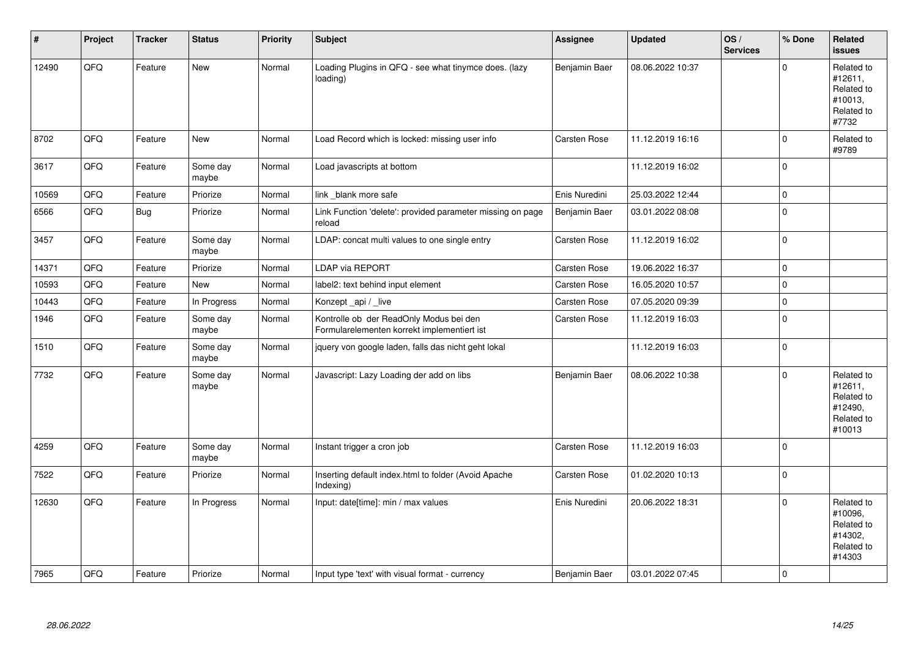| # | Project | Tracker | Status | Priority | Subject | Assignee | Updated | OS / Services | % Done | Related issues |
|---|---|---|---|---|---|---|---|---|---|---|
| 12490 | QFQ | Feature | New | Normal | Loading Plugins in QFQ - see what tinymce does. (lazy loading) | Benjamin Baer | 08.06.2022 10:37 | | 0 | Related to #12611, Related to #10013, Related to #7732 |
| 8702 | QFQ | Feature | New | Normal | Load Record which is locked: missing user info | Carsten Rose | 11.12.2019 16:16 | | 0 | Related to #9789 |
| 3617 | QFQ | Feature | Some day maybe | Normal | Load javascripts at bottom | | 11.12.2019 16:02 | | 0 | |
| 10569 | QFQ | Feature | Priorize | Normal | link _blank more safe | Enis Nuredini | 25.03.2022 12:44 | | 0 | |
| 6566 | QFQ | Bug | Priorize | Normal | Link Function 'delete': provided parameter missing on page reload | Benjamin Baer | 03.01.2022 08:08 | | 0 | |
| 3457 | QFQ | Feature | Some day maybe | Normal | LDAP: concat multi values to one single entry | Carsten Rose | 11.12.2019 16:02 | | 0 | |
| 14371 | QFQ | Feature | Priorize | Normal | LDAP via REPORT | Carsten Rose | 19.06.2022 16:37 | | 0 | |
| 10593 | QFQ | Feature | New | Normal | label2: text behind input element | Carsten Rose | 16.05.2020 10:57 | | 0 | |
| 10443 | QFQ | Feature | In Progress | Normal | Konzept _api / _live | Carsten Rose | 07.05.2020 09:39 | | 0 | |
| 1946 | QFQ | Feature | Some day maybe | Normal | Kontrolle ob der ReadOnly Modus bei den Formularelementen korrekt implementiert ist | Carsten Rose | 11.12.2019 16:03 | | 0 | |
| 1510 | QFQ | Feature | Some day maybe | Normal | jquery von google laden, falls das nicht geht lokal | | 11.12.2019 16:03 | | 0 | |
| 7732 | QFQ | Feature | Some day maybe | Normal | Javascript: Lazy Loading der add on libs | Benjamin Baer | 08.06.2022 10:38 | | 0 | Related to #12611, Related to #12490, Related to #10013 |
| 4259 | QFQ | Feature | Some day maybe | Normal | Instant trigger a cron job | Carsten Rose | 11.12.2019 16:03 | | 0 | |
| 7522 | QFQ | Feature | Priorize | Normal | Inserting default index.html to folder (Avoid Apache Indexing) | Carsten Rose | 01.02.2020 10:13 | | 0 | |
| 12630 | QFQ | Feature | In Progress | Normal | Input: date[time]: min / max values | Enis Nuredini | 20.06.2022 18:31 | | 0 | Related to #10096, Related to #14302, Related to #14303 |
| 7965 | QFQ | Feature | Priorize | Normal | Input type 'text' with visual format - currency | Benjamin Baer | 03.01.2022 07:45 | | 0 | |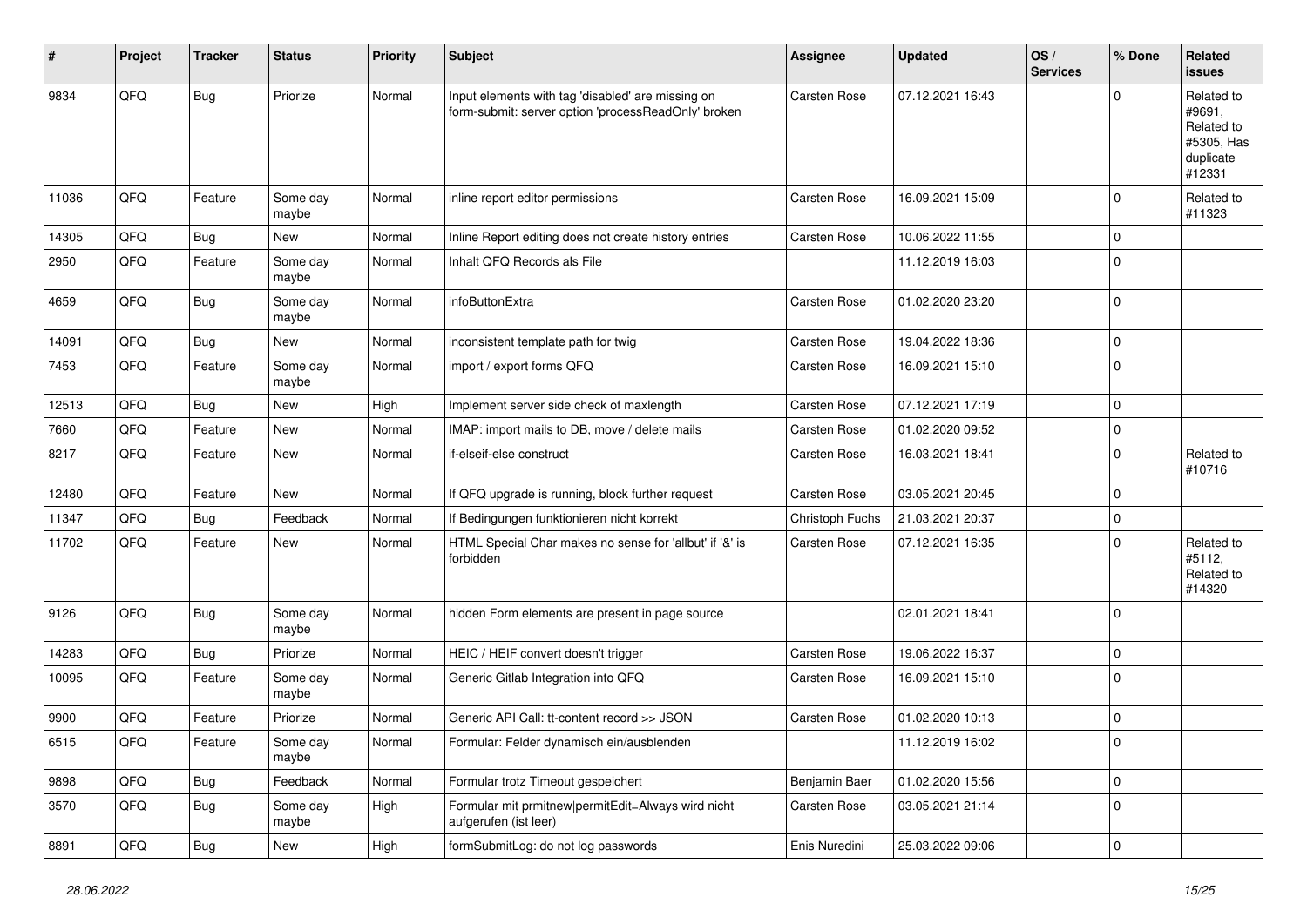| # | Project | Tracker | Status | Priority | Subject | Assignee | Updated | OS / Services | % Done | Related issues |
|---|---|---|---|---|---|---|---|---|---|---|
| 9834 | QFQ | Bug | Priorize | Normal | Input elements with tag 'disabled' are missing on form-submit: server option 'processReadOnly' broken | Carsten Rose | 07.12.2021 16:43 | | 0 | Related to #9691, Related to #5305, Has duplicate #12331 |
| 11036 | QFQ | Feature | Some day maybe | Normal | inline report editor permissions | Carsten Rose | 16.09.2021 15:09 | | 0 | Related to #11323 |
| 14305 | QFQ | Bug | New | Normal | Inline Report editing does not create history entries | Carsten Rose | 10.06.2022 11:55 | | 0 | |
| 2950 | QFQ | Feature | Some day maybe | Normal | Inhalt QFQ Records als File | | 11.12.2019 16:03 | | 0 | |
| 4659 | QFQ | Bug | Some day maybe | Normal | infoButtonExtra | Carsten Rose | 01.02.2020 23:20 | | 0 | |
| 14091 | QFQ | Bug | New | Normal | inconsistent template path for twig | Carsten Rose | 19.04.2022 18:36 | | 0 | |
| 7453 | QFQ | Feature | Some day maybe | Normal | import / export forms QFQ | Carsten Rose | 16.09.2021 15:10 | | 0 | |
| 12513 | QFQ | Bug | New | High | Implement server side check of maxlength | Carsten Rose | 07.12.2021 17:19 | | 0 | |
| 7660 | QFQ | Feature | New | Normal | IMAP: import mails to DB, move / delete mails | Carsten Rose | 01.02.2020 09:52 | | 0 | |
| 8217 | QFQ | Feature | New | Normal | if-elseif-else construct | Carsten Rose | 16.03.2021 18:41 | | 0 | Related to #10716 |
| 12480 | QFQ | Feature | New | Normal | If QFQ upgrade is running, block further request | Carsten Rose | 03.05.2021 20:45 | | 0 | |
| 11347 | QFQ | Bug | Feedback | Normal | If Bedingungen funktionieren nicht korrekt | Christoph Fuchs | 21.03.2021 20:37 | | 0 | |
| 11702 | QFQ | Feature | New | Normal | HTML Special Char makes no sense for 'allbut' if '&' is forbidden | Carsten Rose | 07.12.2021 16:35 | | 0 | Related to #5112, Related to #14320 |
| 9126 | QFQ | Bug | Some day maybe | Normal | hidden Form elements are present in page source | | 02.01.2021 18:41 | | 0 | |
| 14283 | QFQ | Bug | Priorize | Normal | HEIC / HEIF convert doesn't trigger | Carsten Rose | 19.06.2022 16:37 | | 0 | |
| 10095 | QFQ | Feature | Some day maybe | Normal | Generic Gitlab Integration into QFQ | Carsten Rose | 16.09.2021 15:10 | | 0 | |
| 9900 | QFQ | Feature | Priorize | Normal | Generic API Call: tt-content record >> JSON | Carsten Rose | 01.02.2020 10:13 | | 0 | |
| 6515 | QFQ | Feature | Some day maybe | Normal | Formular: Felder dynamisch ein/ausblenden | | 11.12.2019 16:02 | | 0 | |
| 9898 | QFQ | Bug | Feedback | Normal | Formular trotz Timeout gespeichert | Benjamin Baer | 01.02.2020 15:56 | | 0 | |
| 3570 | QFQ | Bug | Some day maybe | High | Formular mit prmitnew\|permitEdit=Always wird nicht aufgerufen (ist leer) | Carsten Rose | 03.05.2021 21:14 | | 0 | |
| 8891 | QFQ | Bug | New | High | formSubmitLog: do not log passwords | Enis Nuredini | 25.03.2022 09:06 | | 0 | |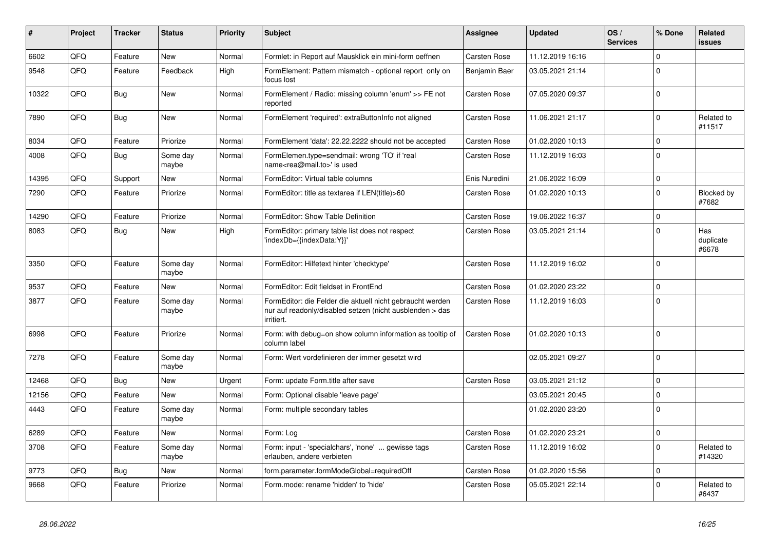| # | Project | Tracker | Status | Priority | Subject | Assignee | Updated | OS / Services | % Done | Related issues |
|---|---|---|---|---|---|---|---|---|---|---|
| 6602 | QFQ | Feature | New | Normal | Formlet: in Report auf Mausklick ein mini-form oeffnen | Carsten Rose | 11.12.2019 16:16 | | 0 | |
| 9548 | QFQ | Feature | Feedback | High | FormElement: Pattern mismatch - optional report only on focus lost | Benjamin Baer | 03.05.2021 21:14 | | 0 | |
| 10322 | QFQ | Bug | New | Normal | FormElement / Radio: missing column 'enum' >> FE not reported | Carsten Rose | 07.05.2020 09:37 | | 0 | |
| 7890 | QFQ | Bug | New | Normal | FormElement 'required': extraButtonInfo not aligned | Carsten Rose | 11.06.2021 21:17 | | 0 | Related to #11517 |
| 8034 | QFQ | Feature | Priorize | Normal | FormElement 'data': 22.22.2222 should not be accepted | Carsten Rose | 01.02.2020 10:13 | | 0 | |
| 4008 | QFQ | Bug | Some day maybe | Normal | FormElemen.type=sendmail: wrong 'TO' if 'real name<rea@mail.to>' is used | Carsten Rose | 11.12.2019 16:03 | | 0 | |
| 14395 | QFQ | Support | New | Normal | FormEditor: Virtual table columns | Enis Nuredini | 21.06.2022 16:09 | | 0 | |
| 7290 | QFQ | Feature | Priorize | Normal | FormEditor: title as textarea if LEN(title)>60 | Carsten Rose | 01.02.2020 10:13 | | 0 | Blocked by #7682 |
| 14290 | QFQ | Feature | Priorize | Normal | FormEditor: Show Table Definition | Carsten Rose | 19.06.2022 16:37 | | 0 | |
| 8083 | QFQ | Bug | New | High | FormEditor: primary table list does not respect 'indexDb={{indexData:Y}}' | Carsten Rose | 03.05.2021 21:14 | | 0 | Has duplicate #6678 |
| 3350 | QFQ | Feature | Some day maybe | Normal | FormEditor: Hilfetext hinter 'checktype' | Carsten Rose | 11.12.2019 16:02 | | 0 | |
| 9537 | QFQ | Feature | New | Normal | FormEditor: Edit fieldset in FrontEnd | Carsten Rose | 01.02.2020 23:22 | | 0 | |
| 3877 | QFQ | Feature | Some day maybe | Normal | FormEditor: die Felder die aktuell nicht gebraucht werden nur auf readonly/disabled setzen (nicht ausblenden > das irritiert. | Carsten Rose | 11.12.2019 16:03 | | 0 | |
| 6998 | QFQ | Feature | Priorize | Normal | Form: with debug=on show column information as tooltip of column label | Carsten Rose | 01.02.2020 10:13 | | 0 | |
| 7278 | QFQ | Feature | Some day maybe | Normal | Form: Wert vordefinieren der immer gesetzt wird | | 02.05.2021 09:27 | | 0 | |
| 12468 | QFQ | Bug | New | Urgent | Form: update Form.title after save | Carsten Rose | 03.05.2021 21:12 | | 0 | |
| 12156 | QFQ | Feature | New | Normal | Form: Optional disable 'leave page' | | 03.05.2021 20:45 | | 0 | |
| 4443 | QFQ | Feature | Some day maybe | Normal | Form: multiple secondary tables | | 01.02.2020 23:20 | | 0 | |
| 6289 | QFQ | Feature | New | Normal | Form: Log | Carsten Rose | 01.02.2020 23:21 | | 0 | |
| 3708 | QFQ | Feature | Some day maybe | Normal | Form: input - 'specialchars', 'none' ... gewisse tags erlauben, andere verbieten | Carsten Rose | 11.12.2019 16:02 | | 0 | Related to #14320 |
| 9773 | QFQ | Bug | New | Normal | form.parameter.formModeGlobal=requiredOff | Carsten Rose | 01.02.2020 15:56 | | 0 | |
| 9668 | QFQ | Feature | Priorize | Normal | Form.mode: rename 'hidden' to 'hide' | Carsten Rose | 05.05.2021 22:14 | | 0 | Related to #6437 |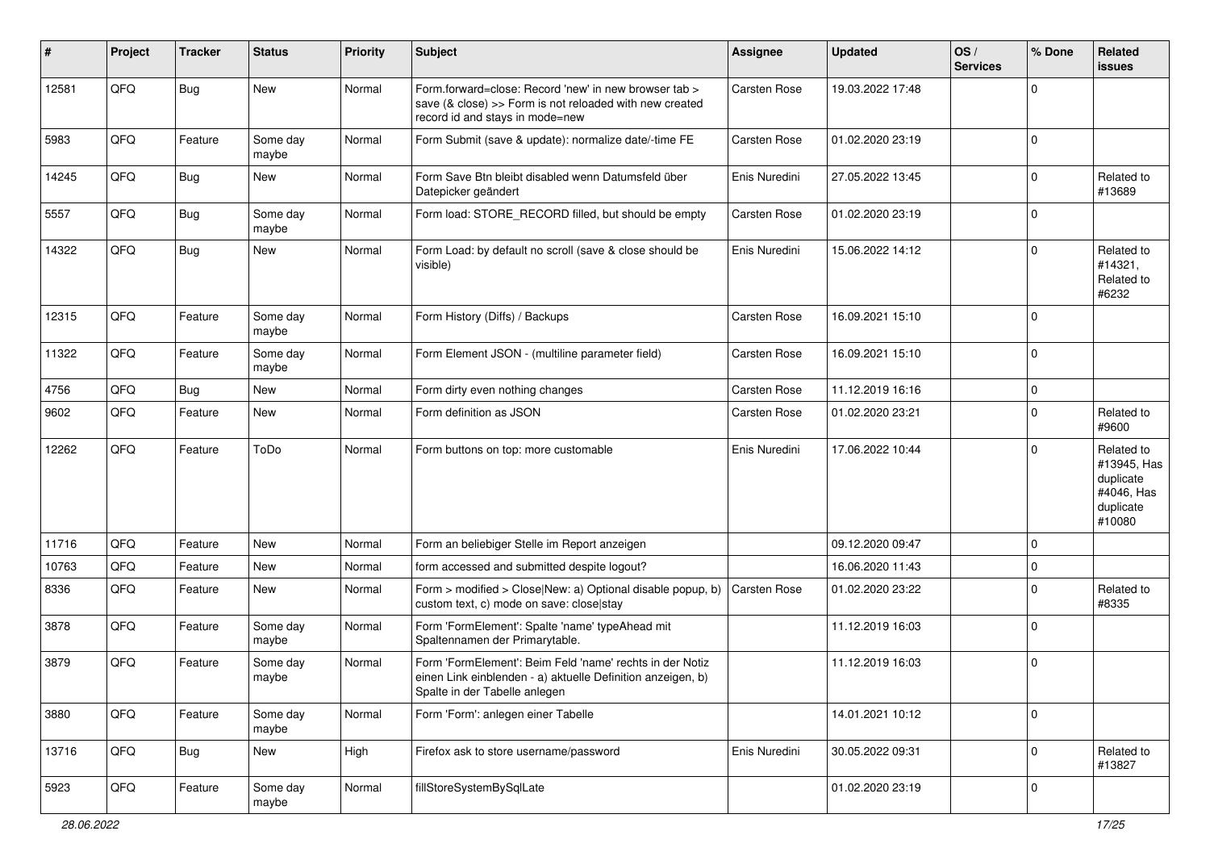| # | Project | Tracker | Status | Priority | Subject | Assignee | Updated | OS / Services | % Done | Related issues |
|---|---|---|---|---|---|---|---|---|---|---|
| 12581 | QFQ | Bug | New | Normal | Form.forward=close: Record 'new' in new browser tab > save (& close) >> Form is not reloaded with new created record id and stays in mode=new | Carsten Rose | 19.03.2022 17:48 | | 0 | |
| 5983 | QFQ | Feature | Some day maybe | Normal | Form Submit (save & update): normalize date/-time FE | Carsten Rose | 01.02.2020 23:19 | | 0 | |
| 14245 | QFQ | Bug | New | Normal | Form Save Btn bleibt disabled wenn Datumsfeld über Datepicker geändert | Enis Nuredini | 27.05.2022 13:45 | | 0 | Related to #13689 |
| 5557 | QFQ | Bug | Some day maybe | Normal | Form load: STORE_RECORD filled, but should be empty | Carsten Rose | 01.02.2020 23:19 | | 0 | |
| 14322 | QFQ | Bug | New | Normal | Form Load: by default no scroll (save & close should be visible) | Enis Nuredini | 15.06.2022 14:12 | | 0 | Related to #14321, Related to #6232 |
| 12315 | QFQ | Feature | Some day maybe | Normal | Form History (Diffs) / Backups | Carsten Rose | 16.09.2021 15:10 | | 0 | |
| 11322 | QFQ | Feature | Some day maybe | Normal | Form Element JSON - (multiline parameter field) | Carsten Rose | 16.09.2021 15:10 | | 0 | |
| 4756 | QFQ | Bug | New | Normal | Form dirty even nothing changes | Carsten Rose | 11.12.2019 16:16 | | 0 | |
| 9602 | QFQ | Feature | New | Normal | Form definition as JSON | Carsten Rose | 01.02.2020 23:21 | | 0 | Related to #9600 |
| 12262 | QFQ | Feature | ToDo | Normal | Form buttons on top: more customable | Enis Nuredini | 17.06.2022 10:44 | | 0 | Related to #13945, Has duplicate #4046, Has duplicate #10080 |
| 11716 | QFQ | Feature | New | Normal | Form an beliebiger Stelle im Report anzeigen | | 09.12.2020 09:47 | | 0 | |
| 10763 | QFQ | Feature | New | Normal | form accessed and submitted despite logout? | | 16.06.2020 11:43 | | 0 | |
| 8336 | QFQ | Feature | New | Normal | Form > modified > Close\|New: a) Optional disable popup, b) custom text, c) mode on save: close\|stay | Carsten Rose | 01.02.2020 23:22 | | 0 | Related to #8335 |
| 3878 | QFQ | Feature | Some day maybe | Normal | Form 'FormElement': Spalte 'name' typeAhead mit Spaltennamen der Primarytable. | | 11.12.2019 16:03 | | 0 | |
| 3879 | QFQ | Feature | Some day maybe | Normal | Form 'FormElement': Beim Feld 'name' rechts in der Notiz einen Link einblenden - a) aktuelle Definition anzeigen, b) Spalte in der Tabelle anlegen | | 11.12.2019 16:03 | | 0 | |
| 3880 | QFQ | Feature | Some day maybe | Normal | Form 'Form': anlegen einer Tabelle | | 14.01.2021 10:12 | | 0 | |
| 13716 | QFQ | Bug | New | High | Firefox ask to store username/password | Enis Nuredini | 30.05.2022 09:31 | | 0 | Related to #13827 |
| 5923 | QFQ | Feature | Some day maybe | Normal | fillStoreSystemBySqlLate | | 01.02.2020 23:19 | | 0 | |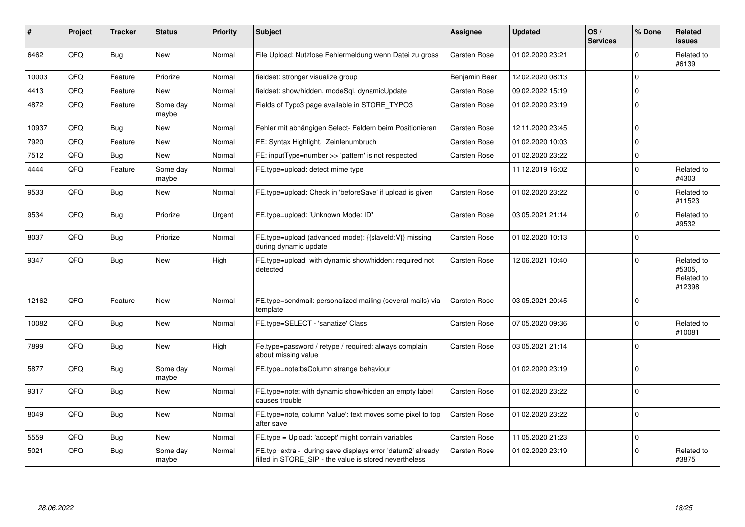| # | Project | Tracker | Status | Priority | Subject | Assignee | Updated | OS / Services | % Done | Related issues |
|---|---|---|---|---|---|---|---|---|---|---|
| 6462 | QFQ | Bug | New | Normal | File Upload: Nutzlose Fehlermeldung wenn Datei zu gross | Carsten Rose | 01.02.2020 23:21 | | 0 | Related to #6139 |
| 10003 | QFQ | Feature | Priorize | Normal | fieldset: stronger visualize group | Benjamin Baer | 12.02.2020 08:13 | | 0 | |
| 4413 | QFQ | Feature | New | Normal | fieldset: show/hidden, modeSql, dynamicUpdate | Carsten Rose | 09.02.2022 15:19 | | 0 | |
| 4872 | QFQ | Feature | Some day maybe | Normal | Fields of Typo3 page available in STORE_TYPO3 | Carsten Rose | 01.02.2020 23:19 | | 0 | |
| 10937 | QFQ | Bug | New | Normal | Fehler mit abhängigen Select- Feldern beim Positionieren | Carsten Rose | 12.11.2020 23:45 | | 0 | |
| 7920 | QFQ | Feature | New | Normal | FE: Syntax Highlight, Zeinlenumbruch | Carsten Rose | 01.02.2020 10:03 | | 0 | |
| 7512 | QFQ | Bug | New | Normal | FE: inputType=number >> 'pattern' is not respected | Carsten Rose | 01.02.2020 23:22 | | 0 | |
| 4444 | QFQ | Feature | Some day maybe | Normal | FE.type=upload: detect mime type | | 11.12.2019 16:02 | | 0 | Related to #4303 |
| 9533 | QFQ | Bug | New | Normal | FE.type=upload: Check in 'beforeSave' if upload is given | Carsten Rose | 01.02.2020 23:22 | | 0 | Related to #11523 |
| 9534 | QFQ | Bug | Priorize | Urgent | FE.type=upload: 'Unknown Mode: ID" | Carsten Rose | 03.05.2021 21:14 | | 0 | Related to #9532 |
| 8037 | QFQ | Bug | Priorize | Normal | FE.type=upload (advanced mode): {{slaveId:V}} missing during dynamic update | Carsten Rose | 01.02.2020 10:13 | | 0 | |
| 9347 | QFQ | Bug | New | High | FE.type=upload with dynamic show/hidden: required not detected | Carsten Rose | 12.06.2021 10:40 | | 0 | Related to #5305, Related to #12398 |
| 12162 | QFQ | Feature | New | Normal | FE.type=sendmail: personalized mailing (several mails) via template | Carsten Rose | 03.05.2021 20:45 | | 0 | |
| 10082 | QFQ | Bug | New | Normal | FE.type=SELECT - 'sanatize' Class | Carsten Rose | 07.05.2020 09:36 | | 0 | Related to #10081 |
| 7899 | QFQ | Bug | New | High | Fe.type=password / retype / required: always complain about missing value | Carsten Rose | 03.05.2021 21:14 | | 0 | |
| 5877 | QFQ | Bug | Some day maybe | Normal | FE.type=note:bsColumn strange behaviour | | 01.02.2020 23:19 | | 0 | |
| 9317 | QFQ | Bug | New | Normal | FE.type=note: with dynamic show/hidden an empty label causes trouble | Carsten Rose | 01.02.2020 23:22 | | 0 | |
| 8049 | QFQ | Bug | New | Normal | FE.type=note, column 'value': text moves some pixel to top after save | Carsten Rose | 01.02.2020 23:22 | | 0 | |
| 5559 | QFQ | Bug | New | Normal | FE.type = Upload: 'accept' might contain variables | Carsten Rose | 11.05.2020 21:23 | | 0 | |
| 5021 | QFQ | Bug | Some day maybe | Normal | FE.typ=extra - during save displays error 'datum2' already filled in STORE_SIP - the value is stored nevertheless | Carsten Rose | 01.02.2020 23:19 | | 0 | Related to #3875 |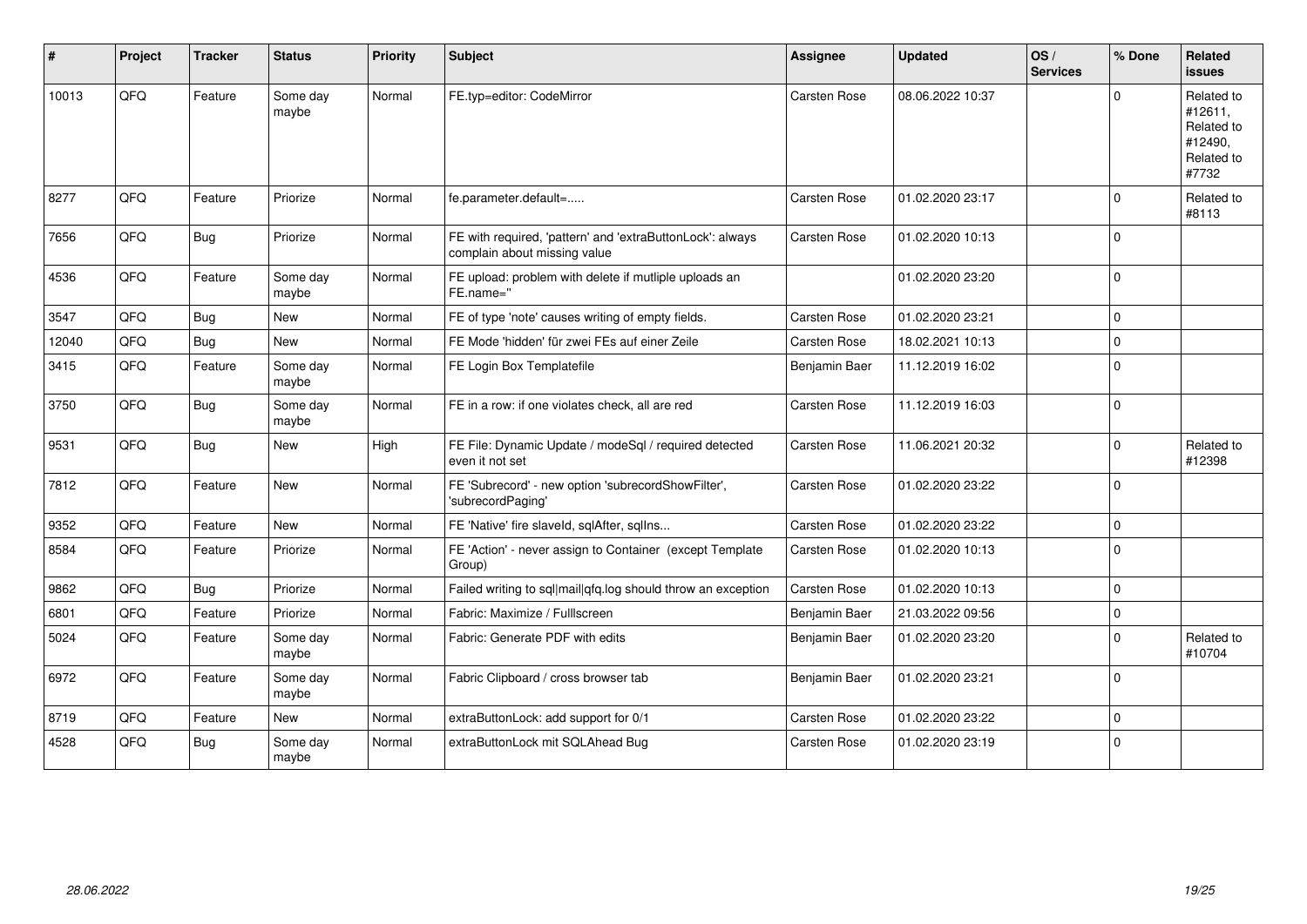| # | Project | Tracker | Status | Priority | Subject | Assignee | Updated | OS / Services | % Done | Related issues |
|---|---|---|---|---|---|---|---|---|---|---|
| 10013 | QFQ | Feature | Some day maybe | Normal | FE.typ=editor: CodeMirror | Carsten Rose | 08.06.2022 10:37 | | 0 | Related to #12611, Related to #12490, Related to #7732 |
| 8277 | QFQ | Feature | Priorize | Normal | fe.parameter.default=..... | Carsten Rose | 01.02.2020 23:17 | | 0 | Related to #8113 |
| 7656 | QFQ | Bug | Priorize | Normal | FE with required, 'pattern' and 'extraButtonLock': always complain about missing value | Carsten Rose | 01.02.2020 10:13 | | 0 | |
| 4536 | QFQ | Feature | Some day maybe | Normal | FE upload: problem with delete if mutliple uploads an FE.name='' | | 01.02.2020 23:20 | | 0 | |
| 3547 | QFQ | Bug | New | Normal | FE of type 'note' causes writing of empty fields. | Carsten Rose | 01.02.2020 23:21 | | 0 | |
| 12040 | QFQ | Bug | New | Normal | FE Mode 'hidden' für zwei FEs auf einer Zeile | Carsten Rose | 18.02.2021 10:13 | | 0 | |
| 3415 | QFQ | Feature | Some day maybe | Normal | FE Login Box Templatefile | Benjamin Baer | 11.12.2019 16:02 | | 0 | |
| 3750 | QFQ | Bug | Some day maybe | Normal | FE in a row: if one violates check, all are red | Carsten Rose | 11.12.2019 16:03 | | 0 | |
| 9531 | QFQ | Bug | New | High | FE File: Dynamic Update / modeSql / required detected even it not set | Carsten Rose | 11.06.2021 20:32 | | 0 | Related to #12398 |
| 7812 | QFQ | Feature | New | Normal | FE 'Subrecord' - new option 'subrecordShowFilter', 'subrecordPaging' | Carsten Rose | 01.02.2020 23:22 | | 0 | |
| 9352 | QFQ | Feature | New | Normal | FE 'Native' fire slaveId, sqlAfter, sqlIns... | Carsten Rose | 01.02.2020 23:22 | | 0 | |
| 8584 | QFQ | Feature | Priorize | Normal | FE 'Action' - never assign to Container (except Template Group) | Carsten Rose | 01.02.2020 10:13 | | 0 | |
| 9862 | QFQ | Bug | Priorize | Normal | Failed writing to sql\|mail\|qfq.log should throw an exception | Carsten Rose | 01.02.2020 10:13 | | 0 | |
| 6801 | QFQ | Feature | Priorize | Normal | Fabric: Maximize / Fulllscreen | Benjamin Baer | 21.03.2022 09:56 | | 0 | |
| 5024 | QFQ | Feature | Some day maybe | Normal | Fabric: Generate PDF with edits | Benjamin Baer | 01.02.2020 23:20 | | 0 | Related to #10704 |
| 6972 | QFQ | Feature | Some day maybe | Normal | Fabric Clipboard / cross browser tab | Benjamin Baer | 01.02.2020 23:21 | | 0 | |
| 8719 | QFQ | Feature | New | Normal | extraButtonLock: add support for 0/1 | Carsten Rose | 01.02.2020 23:22 | | 0 | |
| 4528 | QFQ | Bug | Some day maybe | Normal | extraButtonLock mit SQLAhead Bug | Carsten Rose | 01.02.2020 23:19 | | 0 | |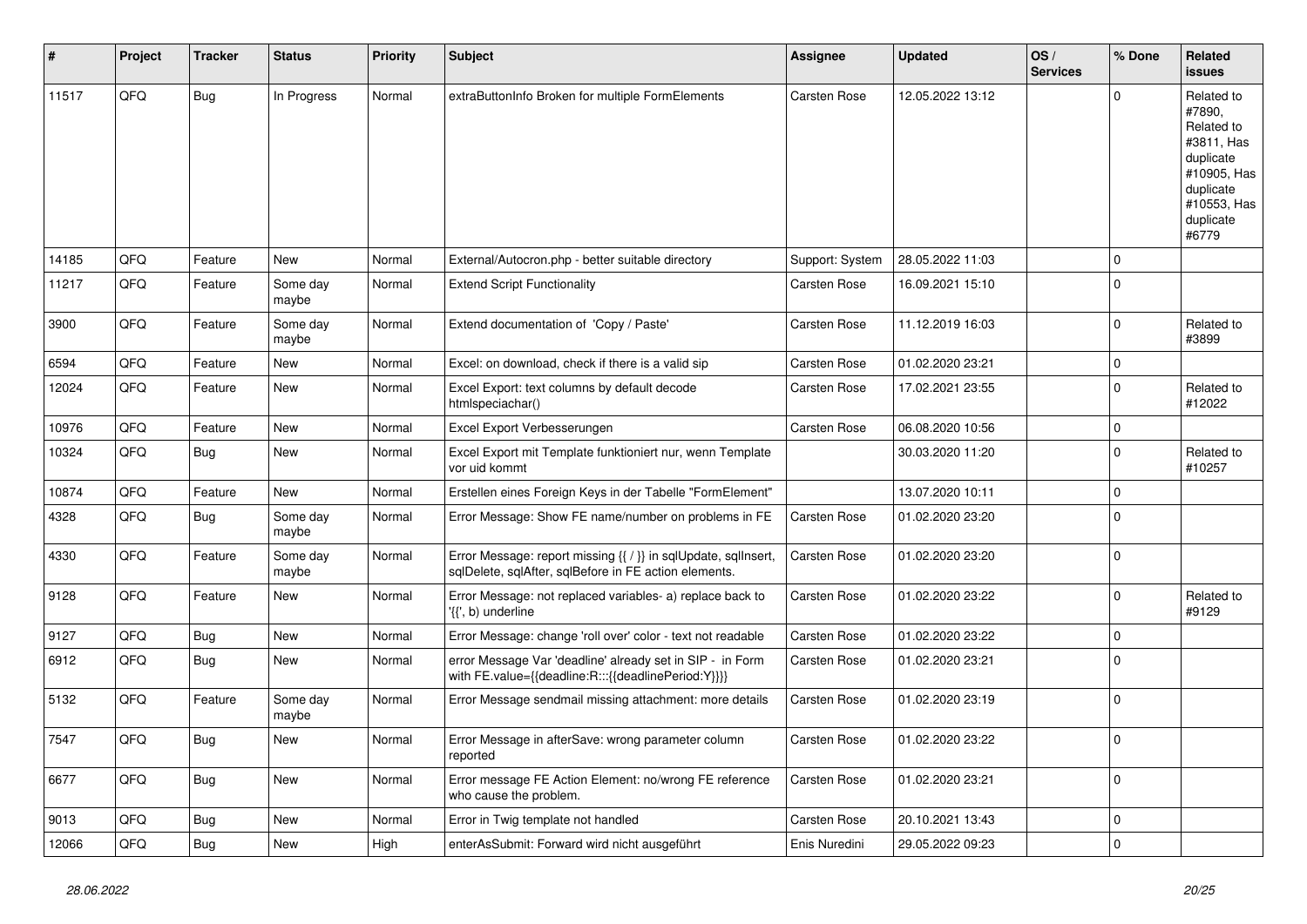| # | Project | Tracker | Status | Priority | Subject | Assignee | Updated | OS / Services | % Done | Related issues |
|---|---|---|---|---|---|---|---|---|---|---|
| 11517 | QFQ | Bug | In Progress | Normal | extraButtonInfo Broken for multiple FormElements | Carsten Rose | 12.05.2022 13:12 | | 0 | Related to #7890, Related to #3811, Has duplicate #10905, Has duplicate #10553, Has duplicate #6779 |
| 14185 | QFQ | Feature | New | Normal | External/Autocron.php - better suitable directory | Support: System | 28.05.2022 11:03 | | 0 | |
| 11217 | QFQ | Feature | Some day maybe | Normal | Extend Script Functionality | Carsten Rose | 16.09.2021 15:10 | | 0 | |
| 3900 | QFQ | Feature | Some day maybe | Normal | Extend documentation of 'Copy / Paste' | Carsten Rose | 11.12.2019 16:03 | | 0 | Related to #3899 |
| 6594 | QFQ | Feature | New | Normal | Excel: on download, check if there is a valid sip | Carsten Rose | 01.02.2020 23:21 | | 0 | |
| 12024 | QFQ | Feature | New | Normal | Excel Export: text columns by default decode htmlspeciachar() | Carsten Rose | 17.02.2021 23:55 | | 0 | Related to #12022 |
| 10976 | QFQ | Feature | New | Normal | Excel Export Verbesserungen | Carsten Rose | 06.08.2020 10:56 | | 0 | |
| 10324 | QFQ | Bug | New | Normal | Excel Export mit Template funktioniert nur, wenn Template vor uid kommt | | 30.03.2020 11:20 | | 0 | Related to #10257 |
| 10874 | QFQ | Feature | New | Normal | Erstellen eines Foreign Keys in der Tabelle "FormElement" | | 13.07.2020 10:11 | | 0 | |
| 4328 | QFQ | Bug | Some day maybe | Normal | Error Message: Show FE name/number on problems in FE | Carsten Rose | 01.02.2020 23:20 | | 0 | |
| 4330 | QFQ | Feature | Some day maybe | Normal | Error Message: report missing {{ / }} in sqlUpdate, sqlInsert, sqlDelete, sqlAfter, sqlBefore in FE action elements. | Carsten Rose | 01.02.2020 23:20 | | 0 | |
| 9128 | QFQ | Feature | New | Normal | Error Message: not replaced variables- a) replace back to '{{', b) underline | Carsten Rose | 01.02.2020 23:22 | | 0 | Related to #9129 |
| 9127 | QFQ | Bug | New | Normal | Error Message: change 'roll over' color - text not readable | Carsten Rose | 01.02.2020 23:22 | | 0 | |
| 6912 | QFQ | Bug | New | Normal | error Message Var 'deadline' already set in SIP - in Form with FE.value={{deadline:R:::{{deadlinePeriod:Y}}}} | Carsten Rose | 01.02.2020 23:21 | | 0 | |
| 5132 | QFQ | Feature | Some day maybe | Normal | Error Message sendmail missing attachment: more details | Carsten Rose | 01.02.2020 23:19 | | 0 | |
| 7547 | QFQ | Bug | New | Normal | Error Message in afterSave: wrong parameter column reported | Carsten Rose | 01.02.2020 23:22 | | 0 | |
| 6677 | QFQ | Bug | New | Normal | Error message FE Action Element: no/wrong FE reference who cause the problem. | Carsten Rose | 01.02.2020 23:21 | | 0 | |
| 9013 | QFQ | Bug | New | Normal | Error in Twig template not handled | Carsten Rose | 20.10.2021 13:43 | | 0 | |
| 12066 | QFQ | Bug | New | High | enterAsSubmit: Forward wird nicht ausgeführt | Enis Nuredini | 29.05.2022 09:23 | | 0 | |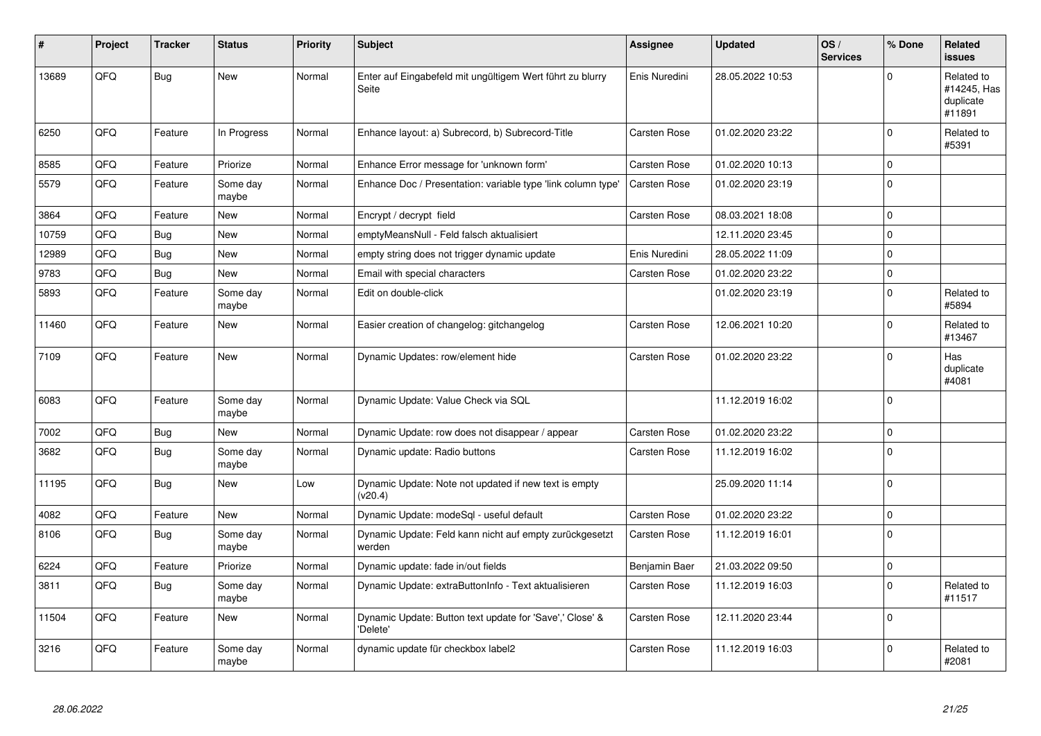| # | Project | Tracker | Status | Priority | Subject | Assignee | Updated | OS / Services | % Done | Related issues |
|---|---|---|---|---|---|---|---|---|---|---|
| 13689 | QFQ | Bug | New | Normal | Enter auf Eingabefeld mit ungültigem Wert führt zu blurry Seite | Enis Nuredini | 28.05.2022 10:53 | | 0 | Related to #14245, Has duplicate #11891 |
| 6250 | QFQ | Feature | In Progress | Normal | Enhance layout: a) Subrecord, b) Subrecord-Title | Carsten Rose | 01.02.2020 23:22 | | 0 | Related to #5391 |
| 8585 | QFQ | Feature | Priorize | Normal | Enhance Error message for 'unknown form' | Carsten Rose | 01.02.2020 10:13 | | 0 | |
| 5579 | QFQ | Feature | Some day maybe | Normal | Enhance Doc / Presentation: variable type 'link column type' | Carsten Rose | 01.02.2020 23:19 | | 0 | |
| 3864 | QFQ | Feature | New | Normal | Encrypt / decrypt field | Carsten Rose | 08.03.2021 18:08 | | 0 | |
| 10759 | QFQ | Bug | New | Normal | emptyMeansNull - Feld falsch aktualisiert | | 12.11.2020 23:45 | | 0 | |
| 12989 | QFQ | Bug | New | Normal | empty string does not trigger dynamic update | Enis Nuredini | 28.05.2022 11:09 | | 0 | |
| 9783 | QFQ | Bug | New | Normal | Email with special characters | Carsten Rose | 01.02.2020 23:22 | | 0 | |
| 5893 | QFQ | Feature | Some day maybe | Normal | Edit on double-click | | 01.02.2020 23:19 | | 0 | Related to #5894 |
| 11460 | QFQ | Feature | New | Normal | Easier creation of changelog: gitchangelog | Carsten Rose | 12.06.2021 10:20 | | 0 | Related to #13467 |
| 7109 | QFQ | Feature | New | Normal | Dynamic Updates: row/element hide | Carsten Rose | 01.02.2020 23:22 | | 0 | Has duplicate #4081 |
| 6083 | QFQ | Feature | Some day maybe | Normal | Dynamic Update: Value Check via SQL | | 11.12.2019 16:02 | | 0 | |
| 7002 | QFQ | Bug | New | Normal | Dynamic Update: row does not disappear / appear | Carsten Rose | 01.02.2020 23:22 | | 0 | |
| 3682 | QFQ | Bug | Some day maybe | Normal | Dynamic update: Radio buttons | Carsten Rose | 11.12.2019 16:02 | | 0 | |
| 11195 | QFQ | Bug | New | Low | Dynamic Update: Note not updated if new text is empty (v20.4) | | 25.09.2020 11:14 | | 0 | |
| 4082 | QFQ | Feature | New | Normal | Dynamic Update: modeSql - useful default | Carsten Rose | 01.02.2020 23:22 | | 0 | |
| 8106 | QFQ | Bug | Some day maybe | Normal | Dynamic Update: Feld kann nicht auf empty zurückgesetzt werden | Carsten Rose | 11.12.2019 16:01 | | 0 | |
| 6224 | QFQ | Feature | Priorize | Normal | Dynamic update: fade in/out fields | Benjamin Baer | 21.03.2022 09:50 | | 0 | |
| 3811 | QFQ | Bug | Some day maybe | Normal | Dynamic Update: extraButtonInfo - Text aktualisieren | Carsten Rose | 11.12.2019 16:03 | | 0 | Related to #11517 |
| 11504 | QFQ | Feature | New | Normal | Dynamic Update: Button text update for 'Save',' Close' & 'Delete' | Carsten Rose | 12.11.2020 23:44 | | 0 | |
| 3216 | QFQ | Feature | Some day maybe | Normal | dynamic update für checkbox label2 | Carsten Rose | 11.12.2019 16:03 | | 0 | Related to #2081 |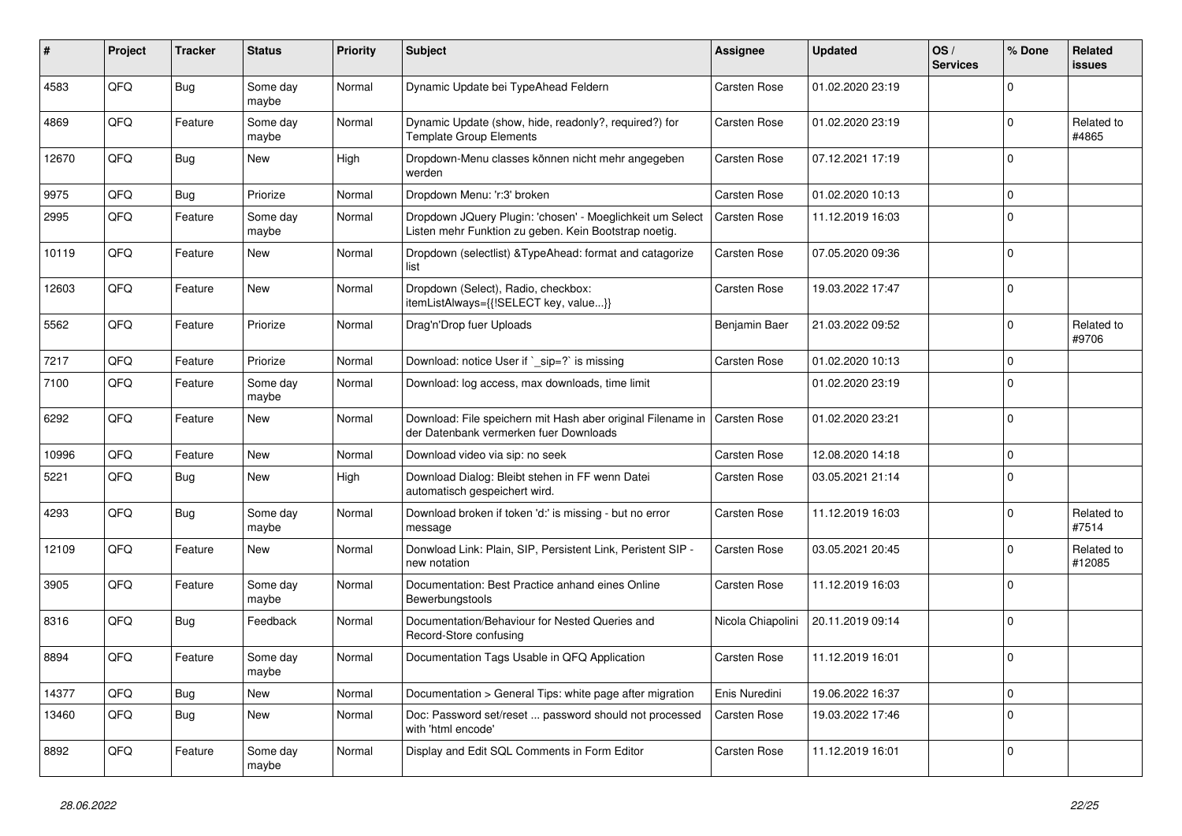| # | Project | Tracker | Status | Priority | Subject | Assignee | Updated | OS / Services | % Done | Related issues |
|---|---|---|---|---|---|---|---|---|---|---|
| 4583 | QFQ | Bug | Some day maybe | Normal | Dynamic Update bei TypeAhead Feldern | Carsten Rose | 01.02.2020 23:19 | | 0 | |
| 4869 | QFQ | Feature | Some day maybe | Normal | Dynamic Update (show, hide, readonly?, required?) for Template Group Elements | Carsten Rose | 01.02.2020 23:19 | | 0 | Related to #4865 |
| 12670 | QFQ | Bug | New | High | Dropdown-Menu classes können nicht mehr angegeben werden | Carsten Rose | 07.12.2021 17:19 | | 0 | |
| 9975 | QFQ | Bug | Priorize | Normal | Dropdown Menu: 'r:3' broken | Carsten Rose | 01.02.2020 10:13 | | 0 | |
| 2995 | QFQ | Feature | Some day maybe | Normal | Dropdown JQuery Plugin: 'chosen' - Moeglichkeit um Select Listen mehr Funktion zu geben. Kein Bootstrap noetig. | Carsten Rose | 11.12.2019 16:03 | | 0 | |
| 10119 | QFQ | Feature | New | Normal | Dropdown (selectlist) &TypeAhead: format and catagorize list | Carsten Rose | 07.05.2020 09:36 | | 0 | |
| 12603 | QFQ | Feature | New | Normal | Dropdown (Select), Radio, checkbox: itemListAlways={{!SELECT key, value...}} | Carsten Rose | 19.03.2022 17:47 | | 0 | |
| 5562 | QFQ | Feature | Priorize | Normal | Drag'n'Drop fuer Uploads | Benjamin Baer | 21.03.2022 09:52 | | 0 | Related to #9706 |
| 7217 | QFQ | Feature | Priorize | Normal | Download: notice User if `_sip=?` is missing | Carsten Rose | 01.02.2020 10:13 | | 0 | |
| 7100 | QFQ | Feature | Some day maybe | Normal | Download: log access, max downloads, time limit | | 01.02.2020 23:19 | | 0 | |
| 6292 | QFQ | Feature | New | Normal | Download: File speichern mit Hash aber original Filename in der Datenbank vermerken fuer Downloads | Carsten Rose | 01.02.2020 23:21 | | 0 | |
| 10996 | QFQ | Feature | New | Normal | Download video via sip: no seek | Carsten Rose | 12.08.2020 14:18 | | 0 | |
| 5221 | QFQ | Bug | New | High | Download Dialog: Bleibt stehen in FF wenn Datei automatisch gespeichert wird. | Carsten Rose | 03.05.2021 21:14 | | 0 | |
| 4293 | QFQ | Bug | Some day maybe | Normal | Download broken if token 'd:' is missing - but no error message | Carsten Rose | 11.12.2019 16:03 | | 0 | Related to #7514 |
| 12109 | QFQ | Feature | New | Normal | Donwload Link: Plain, SIP, Persistent Link, Peristent SIP - new notation | Carsten Rose | 03.05.2021 20:45 | | 0 | Related to #12085 |
| 3905 | QFQ | Feature | Some day maybe | Normal | Documentation: Best Practice anhand eines Online Bewerbungstools | Carsten Rose | 11.12.2019 16:03 | | 0 | |
| 8316 | QFQ | Bug | Feedback | Normal | Documentation/Behaviour for Nested Queries and Record-Store confusing | Nicola Chiapolini | 20.11.2019 09:14 | | 0 | |
| 8894 | QFQ | Feature | Some day maybe | Normal | Documentation Tags Usable in QFQ Application | Carsten Rose | 11.12.2019 16:01 | | 0 | |
| 14377 | QFQ | Bug | New | Normal | Documentation > General Tips: white page after migration | Enis Nuredini | 19.06.2022 16:37 | | 0 | |
| 13460 | QFQ | Bug | New | Normal | Doc: Password set/reset ... password should not processed with 'html encode' | Carsten Rose | 19.03.2022 17:46 | | 0 | |
| 8892 | QFQ | Feature | Some day maybe | Normal | Display and Edit SQL Comments in Form Editor | Carsten Rose | 11.12.2019 16:01 | | 0 | |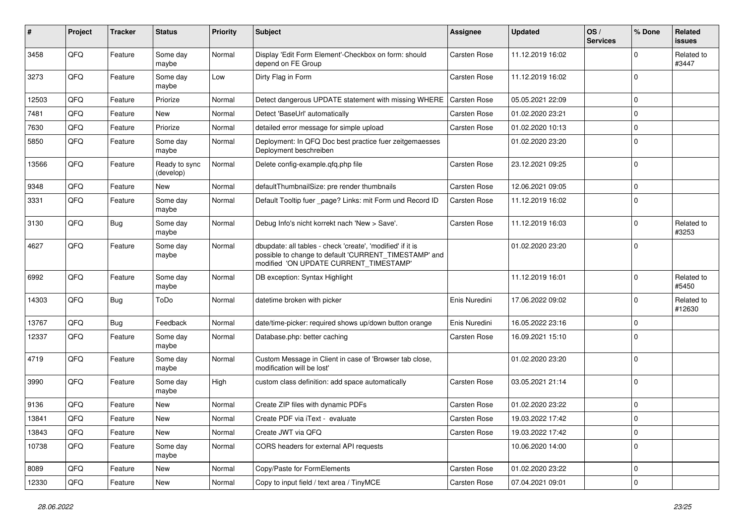| # | Project | Tracker | Status | Priority | Subject | Assignee | Updated | OS / Services | % Done | Related issues |
|---|---|---|---|---|---|---|---|---|---|---|
| 3458 | QFQ | Feature | Some day maybe | Normal | Display 'Edit Form Element'-Checkbox on form: should depend on FE Group | Carsten Rose | 11.12.2019 16:02 | | 0 | Related to #3447 |
| 3273 | QFQ | Feature | Some day maybe | Low | Dirty Flag in Form | Carsten Rose | 11.12.2019 16:02 | | 0 | |
| 12503 | QFQ | Feature | Priorize | Normal | Detect dangerous UPDATE statement with missing WHERE | Carsten Rose | 05.05.2021 22:09 | | 0 | |
| 7481 | QFQ | Feature | New | Normal | Detect 'BaseUrl' automatically | Carsten Rose | 01.02.2020 23:21 | | 0 | |
| 7630 | QFQ | Feature | Priorize | Normal | detailed error message for simple upload | Carsten Rose | 01.02.2020 10:13 | | 0 | |
| 5850 | QFQ | Feature | Some day maybe | Normal | Deployment: In QFQ Doc best practice fuer zeitgemaesses Deployment beschreiben | | 01.02.2020 23:20 | | 0 | |
| 13566 | QFQ | Feature | Ready to sync (develop) | Normal | Delete config-example.qfq.php file | Carsten Rose | 23.12.2021 09:25 | | 0 | |
| 9348 | QFQ | Feature | New | Normal | defaultThumbnailSize: pre render thumbnails | Carsten Rose | 12.06.2021 09:05 | | 0 | |
| 3331 | QFQ | Feature | Some day maybe | Normal | Default Tooltip fuer _page? Links: mit Form und Record ID | Carsten Rose | 11.12.2019 16:02 | | 0 | |
| 3130 | QFQ | Bug | Some day maybe | Normal | Debug Info's nicht korrekt nach 'New > Save'. | Carsten Rose | 11.12.2019 16:03 | | 0 | Related to #3253 |
| 4627 | QFQ | Feature | Some day maybe | Normal | dbupdate: all tables - check 'create', 'modified' if it is possible to change to default 'CURRENT_TIMESTAMP' and modified 'ON UPDATE CURRENT_TIMESTAMP' | | 01.02.2020 23:20 | | 0 | |
| 6992 | QFQ | Feature | Some day maybe | Normal | DB exception: Syntax Highlight | | 11.12.2019 16:01 | | 0 | Related to #5450 |
| 14303 | QFQ | Bug | ToDo | Normal | datetime broken with picker | Enis Nuredini | 17.06.2022 09:02 | | 0 | Related to #12630 |
| 13767 | QFQ | Bug | Feedback | Normal | date/time-picker: required shows up/down button orange | Enis Nuredini | 16.05.2022 23:16 | | 0 | |
| 12337 | QFQ | Feature | Some day maybe | Normal | Database.php: better caching | Carsten Rose | 16.09.2021 15:10 | | 0 | |
| 4719 | QFQ | Feature | Some day maybe | Normal | Custom Message in Client in case of 'Browser tab close, modification will be lost' | | 01.02.2020 23:20 | | 0 | |
| 3990 | QFQ | Feature | Some day maybe | High | custom class definition: add space automatically | Carsten Rose | 03.05.2021 21:14 | | 0 | |
| 9136 | QFQ | Feature | New | Normal | Create ZIP files with dynamic PDFs | Carsten Rose | 01.02.2020 23:22 | | 0 | |
| 13841 | QFQ | Feature | New | Normal | Create PDF via iText - evaluate | Carsten Rose | 19.03.2022 17:42 | | 0 | |
| 13843 | QFQ | Feature | New | Normal | Create JWT via QFQ | Carsten Rose | 19.03.2022 17:42 | | 0 | |
| 10738 | QFQ | Feature | Some day maybe | Normal | CORS headers for external API requests | | 10.06.2020 14:00 | | 0 | |
| 8089 | QFQ | Feature | New | Normal | Copy/Paste for FormElements | Carsten Rose | 01.02.2020 23:22 | | 0 | |
| 12330 | QFQ | Feature | New | Normal | Copy to input field / text area / TinyMCE | Carsten Rose | 07.04.2021 09:01 | | 0 | |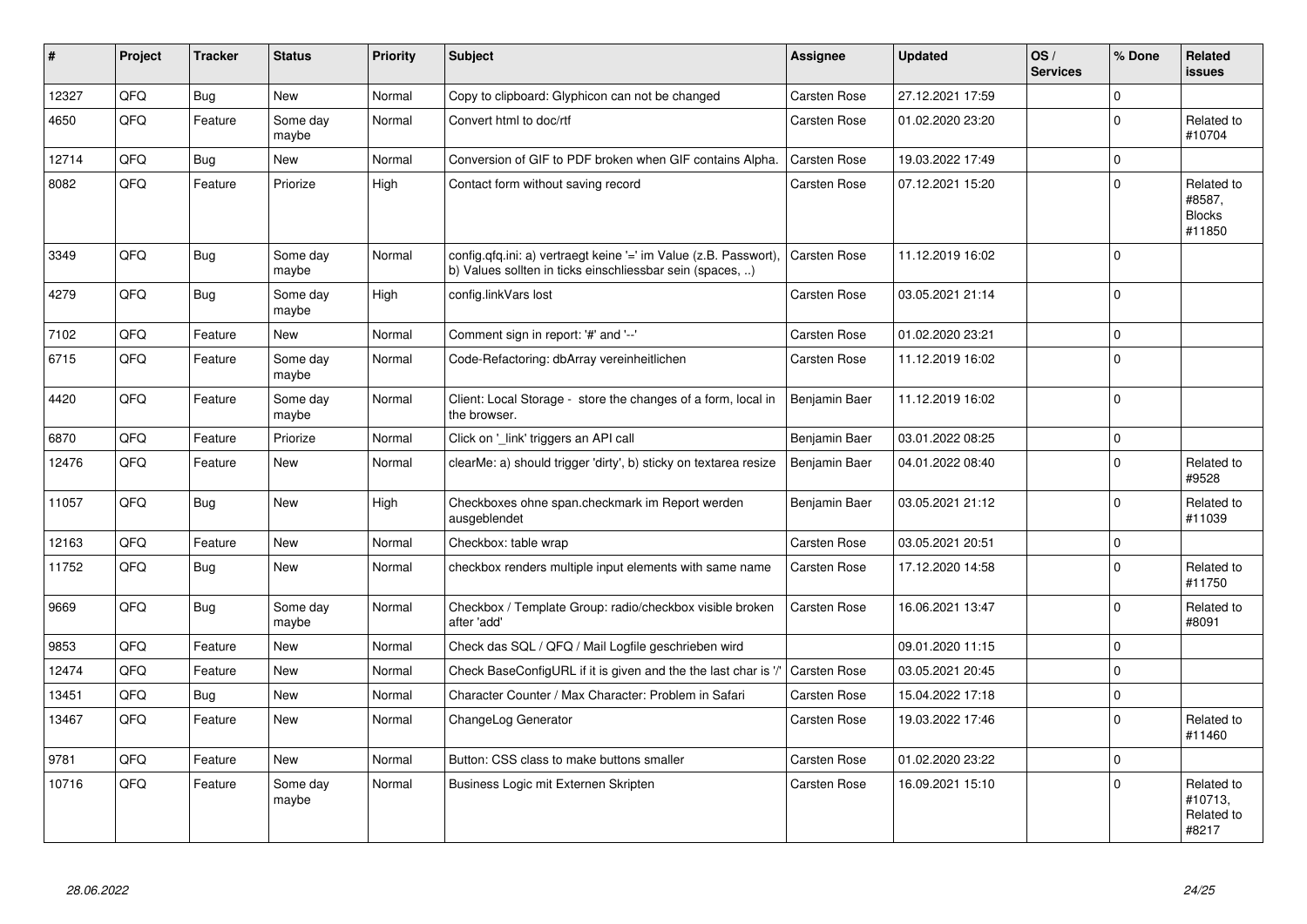| # | Project | Tracker | Status | Priority | Subject | Assignee | Updated | OS / Services | % Done | Related issues |
|---|---|---|---|---|---|---|---|---|---|---|
| 12327 | QFQ | Bug | New | Normal | Copy to clipboard: Glyphicon can not be changed | Carsten Rose | 27.12.2021 17:59 | | 0 | |
| 4650 | QFQ | Feature | Some day maybe | Normal | Convert html to doc/rtf | Carsten Rose | 01.02.2020 23:20 | | 0 | Related to #10704 |
| 12714 | QFQ | Bug | New | Normal | Conversion of GIF to PDF broken when GIF contains Alpha. | Carsten Rose | 19.03.2022 17:49 | | 0 | |
| 8082 | QFQ | Feature | Priorize | High | Contact form without saving record | Carsten Rose | 07.12.2021 15:20 | | 0 | Related to #8587, Blocks #11850 |
| 3349 | QFQ | Bug | Some day maybe | Normal | config.qfq.ini: a) vertraegt keine '=' im Value (z.B. Passwort), b) Values sollten in ticks einschliessbar sein (spaces, ..) | Carsten Rose | 11.12.2019 16:02 | | 0 | |
| 4279 | QFQ | Bug | Some day maybe | High | config.linkVars lost | Carsten Rose | 03.05.2021 21:14 | | 0 | |
| 7102 | QFQ | Feature | New | Normal | Comment sign in report: '#' and '--' | Carsten Rose | 01.02.2020 23:21 | | 0 | |
| 6715 | QFQ | Feature | Some day maybe | Normal | Code-Refactoring: dbArray vereinheitlichen | Carsten Rose | 11.12.2019 16:02 | | 0 | |
| 4420 | QFQ | Feature | Some day maybe | Normal | Client: Local Storage - store the changes of a form, local in the browser. | Benjamin Baer | 11.12.2019 16:02 | | 0 | |
| 6870 | QFQ | Feature | Priorize | Normal | Click on '_link' triggers an API call | Benjamin Baer | 03.01.2022 08:25 | | 0 | |
| 12476 | QFQ | Feature | New | Normal | clearMe: a) should trigger 'dirty', b) sticky on textarea resize | Benjamin Baer | 04.01.2022 08:40 | | 0 | Related to #9528 |
| 11057 | QFQ | Bug | New | High | Checkboxes ohne span.checkmark im Report werden ausgeblendet | Benjamin Baer | 03.05.2021 21:12 | | 0 | Related to #11039 |
| 12163 | QFQ | Feature | New | Normal | Checkbox: table wrap | Carsten Rose | 03.05.2021 20:51 | | 0 | |
| 11752 | QFQ | Bug | New | Normal | checkbox renders multiple input elements with same name | Carsten Rose | 17.12.2020 14:58 | | 0 | Related to #11750 |
| 9669 | QFQ | Bug | Some day maybe | Normal | Checkbox / Template Group: radio/checkbox visible broken after 'add' | Carsten Rose | 16.06.2021 13:47 | | 0 | Related to #8091 |
| 9853 | QFQ | Feature | New | Normal | Check das SQL / QFQ / Mail Logfile geschrieben wird | | 09.01.2020 11:15 | | 0 | |
| 12474 | QFQ | Feature | New | Normal | Check BaseConfigURL if it is given and the the last char is '/' | Carsten Rose | 03.05.2021 20:45 | | 0 | |
| 13451 | QFQ | Bug | New | Normal | Character Counter / Max Character: Problem in Safari | Carsten Rose | 15.04.2022 17:18 | | 0 | |
| 13467 | QFQ | Feature | New | Normal | ChangeLog Generator | Carsten Rose | 19.03.2022 17:46 | | 0 | Related to #11460 |
| 9781 | QFQ | Feature | New | Normal | Button: CSS class to make buttons smaller | Carsten Rose | 01.02.2020 23:22 | | 0 | |
| 10716 | QFQ | Feature | Some day maybe | Normal | Business Logic mit Externen Skripten | Carsten Rose | 16.09.2021 15:10 | | 0 | Related to #10713, Related to #8217 |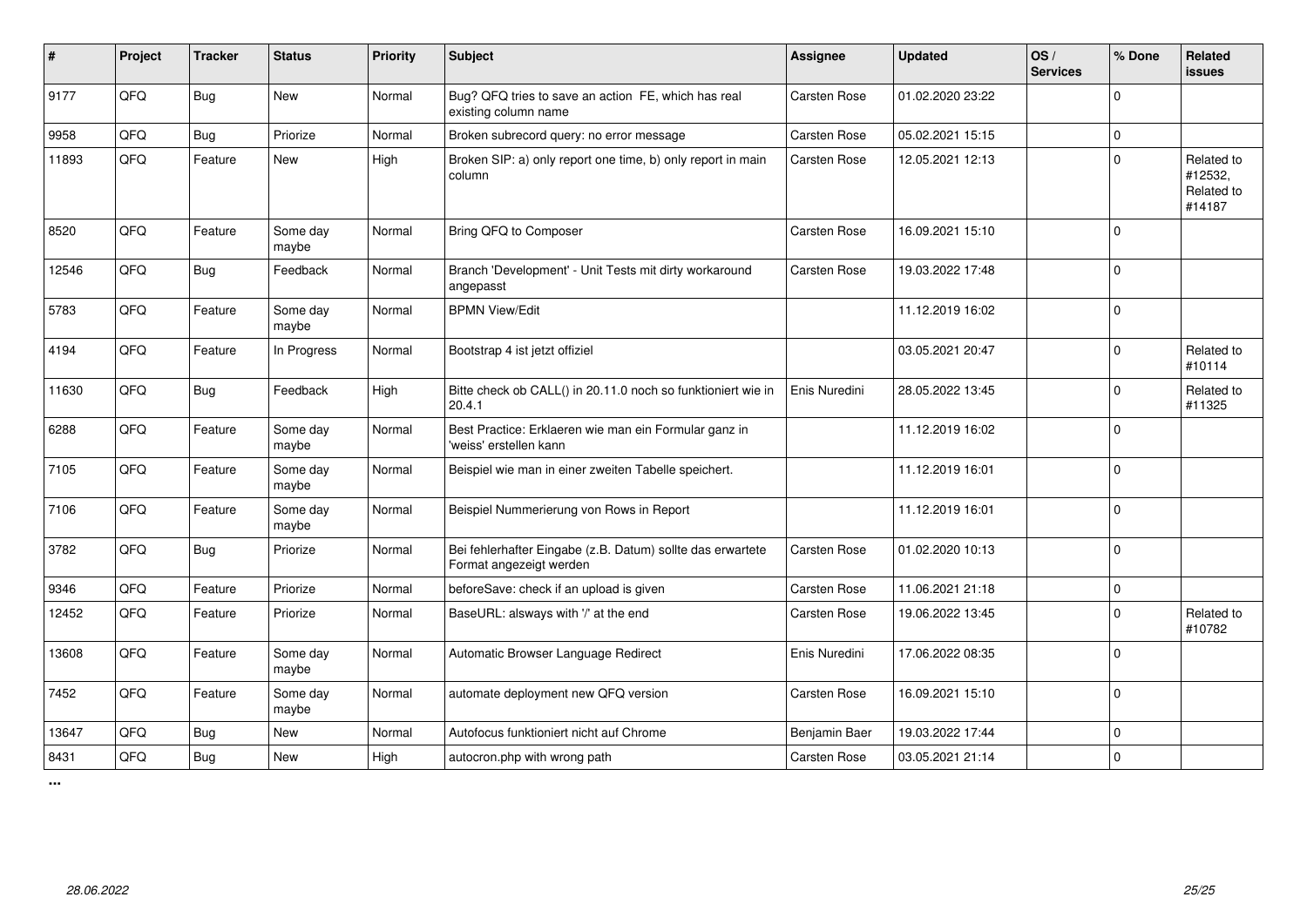| # | Project | Tracker | Status | Priority | Subject | Assignee | Updated | OS / Services | % Done | Related issues |
|---|---|---|---|---|---|---|---|---|---|---|
| 9177 | QFQ | Bug | New | Normal | Bug? QFQ tries to save an action FE, which has real existing column name | Carsten Rose | 01.02.2020 23:22 | | 0 | |
| 9958 | QFQ | Bug | Priorize | Normal | Broken subrecord query: no error message | Carsten Rose | 05.02.2021 15:15 | | 0 | |
| 11893 | QFQ | Feature | New | High | Broken SIP: a) only report one time, b) only report in main column | Carsten Rose | 12.05.2021 12:13 | | 0 | Related to #12532, Related to #14187 |
| 8520 | QFQ | Feature | Some day maybe | Normal | Bring QFQ to Composer | Carsten Rose | 16.09.2021 15:10 | | 0 | |
| 12546 | QFQ | Bug | Feedback | Normal | Branch 'Development' - Unit Tests mit dirty workaround angepasst | Carsten Rose | 19.03.2022 17:48 | | 0 | |
| 5783 | QFQ | Feature | Some day maybe | Normal | BPMN View/Edit | | 11.12.2019 16:02 | | 0 | |
| 4194 | QFQ | Feature | In Progress | Normal | Bootstrap 4 ist jetzt offiziel | | 03.05.2021 20:47 | | 0 | Related to #10114 |
| 11630 | QFQ | Bug | Feedback | High | Bitte check ob CALL() in 20.11.0 noch so funktioniert wie in 20.4.1 | Enis Nuredini | 28.05.2022 13:45 | | 0 | Related to #11325 |
| 6288 | QFQ | Feature | Some day maybe | Normal | Best Practice: Erklaeren wie man ein Formular ganz in 'weiss' erstellen kann | | 11.12.2019 16:02 | | 0 | |
| 7105 | QFQ | Feature | Some day maybe | Normal | Beispiel wie man in einer zweiten Tabelle speichert. | | 11.12.2019 16:01 | | 0 | |
| 7106 | QFQ | Feature | Some day maybe | Normal | Beispiel Nummerierung von Rows in Report | | 11.12.2019 16:01 | | 0 | |
| 3782 | QFQ | Bug | Priorize | Normal | Bei fehlerhafter Eingabe (z.B. Datum) sollte das erwartete Format angezeigt werden | Carsten Rose | 01.02.2020 10:13 | | 0 | |
| 9346 | QFQ | Feature | Priorize | Normal | beforeSave: check if an upload is given | Carsten Rose | 11.06.2021 21:18 | | 0 | |
| 12452 | QFQ | Feature | Priorize | Normal | BaseURL: alsways with '/' at the end | Carsten Rose | 19.06.2022 13:45 | | 0 | Related to #10782 |
| 13608 | QFQ | Feature | Some day maybe | Normal | Automatic Browser Language Redirect | Enis Nuredini | 17.06.2022 08:35 | | 0 | |
| 7452 | QFQ | Feature | Some day maybe | Normal | automate deployment new QFQ version | Carsten Rose | 16.09.2021 15:10 | | 0 | |
| 13647 | QFQ | Bug | New | Normal | Autofocus funktioniert nicht auf Chrome | Benjamin Baer | 19.03.2022 17:44 | | 0 | |
| 8431 | QFQ | Bug | New | High | autocron.php with wrong path | Carsten Rose | 03.05.2021 21:14 | | 0 | |

...